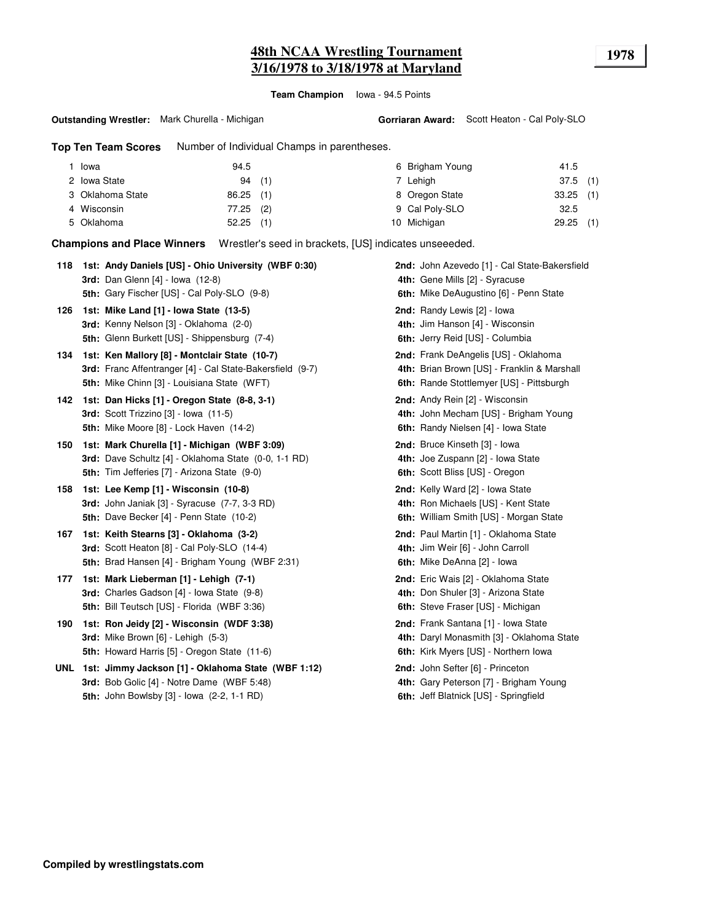# 48th NCAA Wrestling Tournament
# 3/16/1978 to 3/18/1978 at Maryland

**1978**

**Team Champion** Iowa - 94.5 Points

**Outstanding Wrestler:** Mark Churella - Michigan  **Gorriaran Award:** Scott Heaton - Cal Poly-SLO

**Top Ten Team Scores** Number of Individual Champs in parentheses.

| | Team | Score | Champs | | Team | Score | Champs |
|---|---|---|---|---|---|---|---|
| 1 | Iowa | 94.5 | | 6 | Brigham Young | 41.5 | |
| 2 | Iowa State | 94 | (1) | 7 | Lehigh | 37.5 | (1) |
| 3 | Oklahoma State | 86.25 | (1) | 8 | Oregon State | 33.25 | (1) |
| 4 | Wisconsin | 77.25 | (2) | 9 | Cal Poly-SLO | 32.5 | |
| 5 | Oklahoma | 52.25 | (1) | 10 | Michigan | 29.25 | (1) |

**Champions and Place Winners** Wrestler's seed in brackets, [US] indicates unseeeded.

**118**
- **1st: Andy Daniels [US] - Ohio University (WBF 0:30)**
- **2nd:** John Azevedo [1] - Cal State-Bakersfield
- **3rd:** Dan Glenn [4] - Iowa (12-8)
- **4th:** Gene Mills [2] - Syracuse
- **5th:** Gary Fischer [US] - Cal Poly-SLO (9-8)
- **6th:** Mike DeAugustino [6] - Penn State

**126**
- **1st: Mike Land [1] - Iowa State (13-5)**
- **2nd:** Randy Lewis [2] - Iowa
- **3rd:** Kenny Nelson [3] - Oklahoma (2-0)
- **4th:** Jim Hanson [4] - Wisconsin
- **5th:** Glenn Burkett [US] - Shippensburg (7-4)
- **6th:** Jerry Reid [US] - Columbia

**134**
- **1st: Ken Mallory [8] - Montclair State (10-7)**
- **2nd:** Frank DeAngelis [US] - Oklahoma
- **3rd:** Franc Affentranger [4] - Cal State-Bakersfield (9-7)
- **4th:** Brian Brown [US] - Franklin & Marshall
- **5th:** Mike Chinn [3] - Louisiana State (WFT)
- **6th:** Rande Stottlemyer [US] - Pittsburgh

**142**
- **1st: Dan Hicks [1] - Oregon State (8-8, 3-1)**
- **2nd:** Andy Rein [2] - Wisconsin
- **3rd:** Scott Trizzino [3] - Iowa (11-5)
- **4th:** John Mecham [US] - Brigham Young
- **5th:** Mike Moore [8] - Lock Haven (14-2)
- **6th:** Randy Nielsen [4] - Iowa State

**150**
- **1st: Mark Churella [1] - Michigan (WBF 3:09)**
- **2nd:** Bruce Kinseth [3] - Iowa
- **3rd:** Dave Schultz [4] - Oklahoma State (0-0, 1-1 RD)
- **4th:** Joe Zuspann [2] - Iowa State
- **5th:** Tim Jefferies [7] - Arizona State (9-0)
- **6th:** Scott Bliss [US] - Oregon

**158**
- **1st: Lee Kemp [1] - Wisconsin (10-8)**
- **2nd:** Kelly Ward [2] - Iowa State
- **3rd:** John Janiak [3] - Syracuse (7-7, 3-3 RD)
- **4th:** Ron Michaels [US] - Kent State
- **5th:** Dave Becker [4] - Penn State (10-2)
- **6th:** William Smith [US] - Morgan State

**167**
- **1st: Keith Stearns [3] - Oklahoma (3-2)**
- **2nd:** Paul Martin [1] - Oklahoma State
- **3rd:** Scott Heaton [8] - Cal Poly-SLO (14-4)
- **4th:** Jim Weir [6] - John Carroll
- **5th:** Brad Hansen [4] - Brigham Young (WBF 2:31)
- **6th:** Mike DeAnna [2] - Iowa

**177**
- **1st: Mark Lieberman [1] - Lehigh (7-1)**
- **2nd:** Eric Wais [2] - Oklahoma State
- **3rd:** Charles Gadson [4] - Iowa State (9-8)
- **4th:** Don Shuler [3] - Arizona State
- **5th:** Bill Teutsch [US] - Florida (WBF 3:36)
- **6th:** Steve Fraser [US] - Michigan

**190**
- **1st: Ron Jeidy [2] - Wisconsin (WDF 3:38)**
- **2nd:** Frank Santana [1] - Iowa State
- **3rd:** Mike Brown [6] - Lehigh (5-3)
- **4th:** Daryl Monasmith [3] - Oklahoma State
- **5th:** Howard Harris [5] - Oregon State (11-6)
- **6th:** Kirk Myers [US] - Northern Iowa

**UNL**
- **1st: Jimmy Jackson [1] - Oklahoma State (WBF 1:12)**
- **2nd:** John Sefter [6] - Princeton
- **3rd:** Bob Golic [4] - Notre Dame (WBF 5:48)
- **4th:** Gary Peterson [7] - Brigham Young
- **5th:** John Bowlsby [3] - Iowa (2-2, 1-1 RD)
- **6th:** Jeff Blatnick [US] - Springfield

**Compiled by wrestlingstats.com**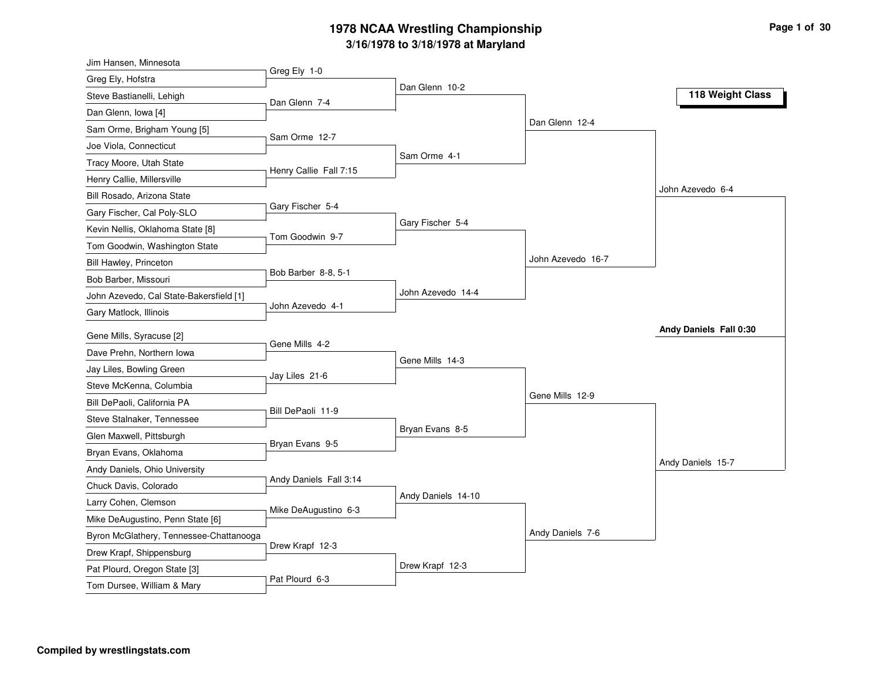# 1978 NCAA Wrestling Championship

## 3/16/1978 to 3/18/1978 at Maryland

### 118 Weight Class

**First Round**

- Jim Hansen, Minnesota vs. Greg Ely, Hofstra — Greg Ely 1-0
- Steve Bastianelli, Lehigh vs. Dan Glenn, Iowa [4] — Dan Glenn 7-4
- Sam Orme, Brigham Young [5] vs. Joe Viola, Connecticut — Sam Orme 12-7
- Tracy Moore, Utah State vs. Henry Callie, Millersville — Henry Callie Fall 7:15
- Bill Rosado, Arizona State vs. Gary Fischer, Cal Poly-SLO — Gary Fischer 5-4
- Kevin Nellis, Oklahoma State [8] vs. Tom Goodwin, Washington State — Tom Goodwin 9-7
- Bill Hawley, Princeton vs. Bob Barber, Missouri — Bob Barber 8-8, 5-1
- John Azevedo, Cal State-Bakersfield [1] vs. Gary Matlock, Illinois — John Azevedo 4-1
- Gene Mills, Syracuse [2] vs. Dave Prehn, Northern Iowa — Gene Mills 4-2
- Jay Liles, Bowling Green vs. Steve McKenna, Columbia — Jay Liles 21-6
- Bill DePaoli, California PA vs. Steve Stalnaker, Tennessee — Bill DePaoli 11-9
- Glen Maxwell, Pittsburgh vs. Bryan Evans, Oklahoma — Bryan Evans 9-5
- Andy Daniels, Ohio University vs. Chuck Davis, Colorado — Andy Daniels Fall 3:14
- Larry Cohen, Clemson vs. Mike DeAugustino, Penn State [6] — Mike DeAugustino 6-3
- Byron McGlathery, Tennessee-Chattanooga vs. Drew Krapf, Shippensburg — Drew Krapf 12-3
- Pat Plourd, Oregon State [3] vs. Tom Dursee, William & Mary — Pat Plourd 6-3

**Second Round**

- Dan Glenn 10-2
- Sam Orme 4-1
- Gary Fischer 5-4
- John Azevedo 14-4
- Gene Mills 14-3
- Bryan Evans 8-5
- Andy Daniels 14-10
- Drew Krapf 12-3

**Quarterfinals**

- Dan Glenn 12-4
- John Azevedo 16-7
- Gene Mills 12-9
- Andy Daniels 7-6

**Semifinals**

- John Azevedo 6-4
- Andy Daniels 15-7

**Final**

- **Andy Daniels Fall 0:30**

Compiled by wrestlingstats.com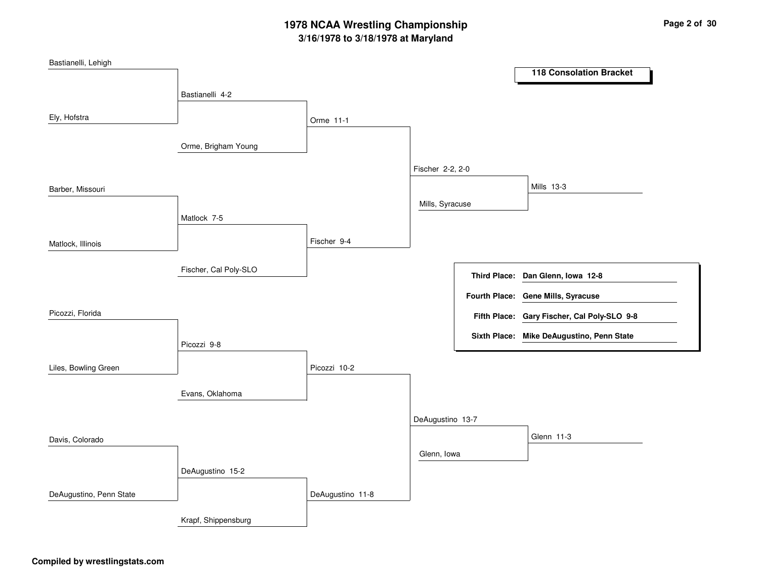# 1978 NCAA Wrestling Championship

## 3/16/1978 to 3/18/1978 at Maryland

### 118 Consolation Bracket

**First Round**

- Bastianelli, Lehigh vs. Ely, Hofstra — Bastianelli 4-2
- Barber, Missouri vs. Matlock, Illinois — Matlock 7-5
- Picozzi, Florida vs. Liles, Bowling Green — Picozzi 9-8
- Davis, Colorado vs. DeAugustino, Penn State — DeAugustino 15-2

**Second Round**

- Bastianelli vs. Orme, Brigham Young — Orme 11-1
- Matlock vs. Fischer, Cal Poly-SLO — Fischer 9-4
- Picozzi vs. Evans, Oklahoma — Picozzi 10-2
- DeAugustino vs. Krapf, Shippensburg — DeAugustino 11-8

**Third Round**

- Orme vs. Fischer — Fischer 2-2, 2-0
- Picozzi vs. DeAugustino — DeAugustino 13-7

**Fourth Round**

- Fischer vs. Mills, Syracuse — Mills 13-3
- DeAugustino vs. Glenn, Iowa — Glenn 11-3

| Place | Result |
|---|---|
| **Third Place:** | **Dan Glenn, Iowa 12-8** |
| **Fourth Place:** | **Gene Mills, Syracuse** |
| **Fifth Place:** | **Gary Fischer, Cal Poly-SLO 9-8** |
| **Sixth Place:** | **Mike DeAugustino, Penn State** |

**Compiled by wrestlingstats.com**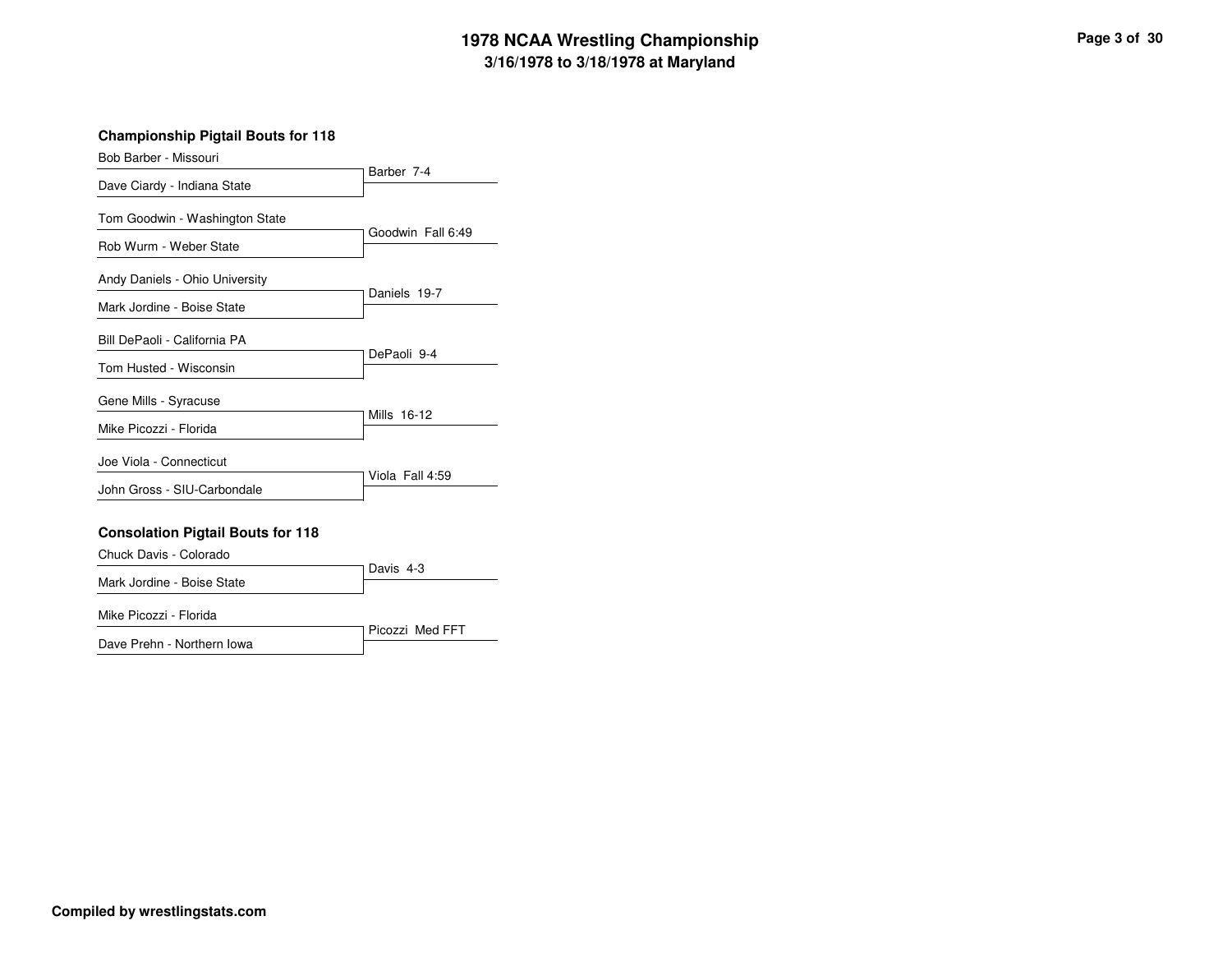# 1978 NCAA Wrestling Championship

## 3/16/1978 to 3/18/1978 at Maryland

### Championship Pigtail Bouts for 118

| Wrestler 1 | Wrestler 2 | Result |
|---|---|---|
| Bob Barber - Missouri | Dave Ciardy - Indiana State | Barber 7-4 |
| Tom Goodwin - Washington State | Rob Wurm - Weber State | Goodwin Fall 6:49 |
| Andy Daniels - Ohio University | Mark Jordine - Boise State | Daniels 19-7 |
| Bill DePaoli - California PA | Tom Husted - Wisconsin | DePaoli 9-4 |
| Gene Mills - Syracuse | Mike Picozzi - Florida | Mills 16-12 |
| Joe Viola - Connecticut | John Gross - SIU-Carbondale | Viola Fall 4:59 |

### Consolation Pigtail Bouts for 118

| Wrestler 1 | Wrestler 2 | Result |
|---|---|---|
| Chuck Davis - Colorado | Mark Jordine - Boise State | Davis 4-3 |
| Mike Picozzi - Florida | Dave Prehn - Northern Iowa | Picozzi Med FFT |

**Compiled by wrestlingstats.com**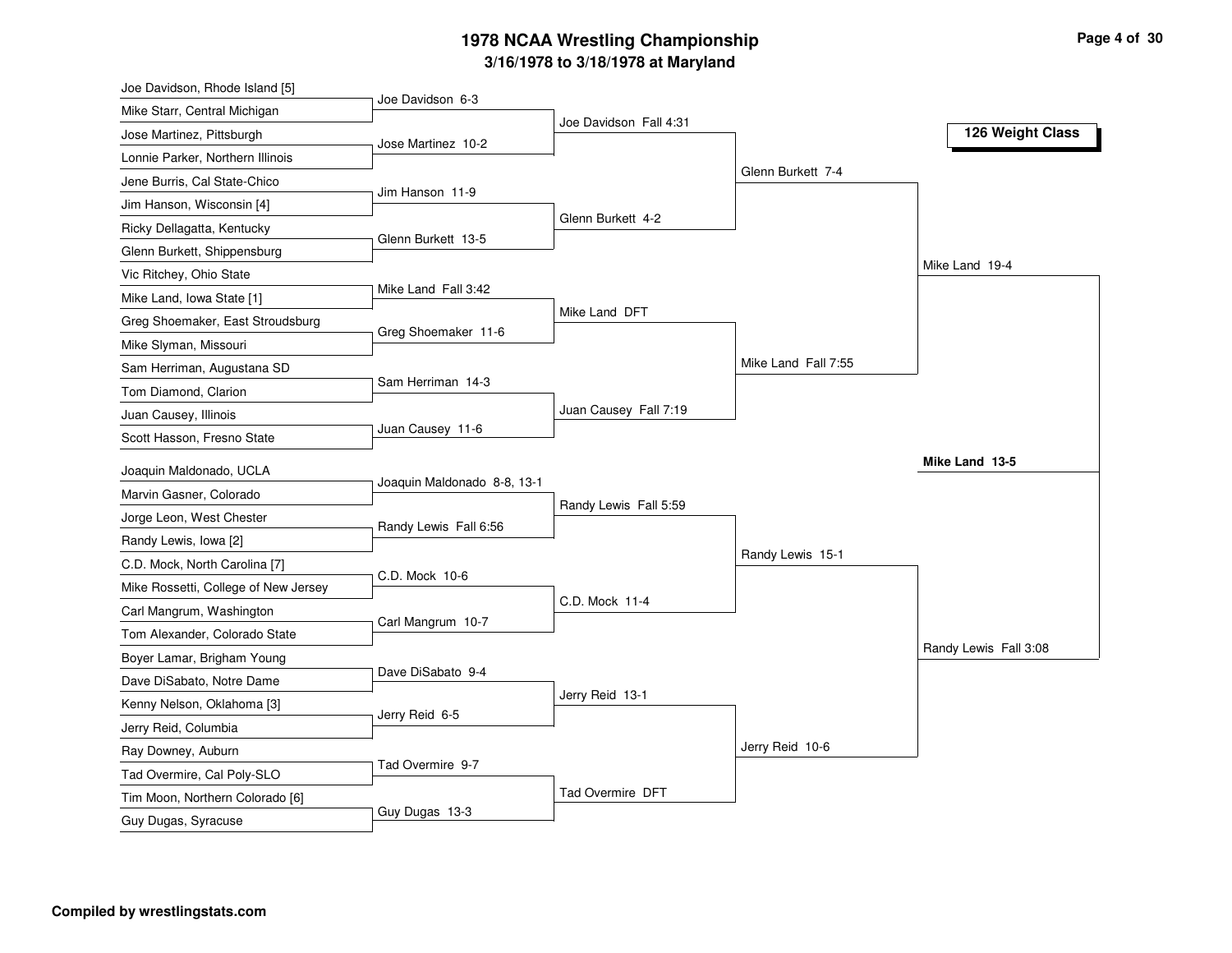# 1978 NCAA Wrestling Championship

## 3/16/1978 to 3/18/1978 at Maryland

### 126 Weight Class

**First Round**

- Joe Davidson, Rhode Island [5] vs Mike Starr, Central Michigan — Joe Davidson 6-3
- Jose Martinez, Pittsburgh vs Lonnie Parker, Northern Illinois — Jose Martinez 10-2
- Jene Burris, Cal State-Chico vs Jim Hanson, Wisconsin [4] — Jim Hanson 11-9
- Ricky Dellagatta, Kentucky vs Glenn Burkett, Shippensburg — Glenn Burkett 13-5
- Vic Ritchey, Ohio State vs Mike Land, Iowa State [1] — Mike Land Fall 3:42
- Greg Shoemaker, East Stroudsburg vs Mike Slyman, Missouri — Greg Shoemaker 11-6
- Sam Herriman, Augustana SD vs Tom Diamond, Clarion — Sam Herriman 14-3
- Juan Causey, Illinois vs Scott Hasson, Fresno State — Juan Causey 11-6
- Joaquin Maldonado, UCLA vs Marvin Gasner, Colorado — Joaquin Maldonado 8-8, 13-1
- Jorge Leon, West Chester vs Randy Lewis, Iowa [2] — Randy Lewis Fall 6:56
- C.D. Mock, North Carolina [7] vs Mike Rossetti, College of New Jersey — C.D. Mock 10-6
- Carl Mangrum, Washington vs Tom Alexander, Colorado State — Carl Mangrum 10-7
- Boyer Lamar, Brigham Young vs Dave DiSabato, Notre Dame — Dave DiSabato 9-4
- Kenny Nelson, Oklahoma [3] vs Jerry Reid, Columbia — Jerry Reid 6-5
- Ray Downey, Auburn vs Tad Overmire, Cal Poly-SLO — Tad Overmire 9-7
- Tim Moon, Northern Colorado [6] vs Guy Dugas, Syracuse — Guy Dugas 13-3

**Second Round**

- Joe Davidson Fall 4:31
- Glenn Burkett 4-2
- Mike Land DFT
- Juan Causey Fall 7:19
- Randy Lewis Fall 5:59
- C.D. Mock 11-4
- Jerry Reid 13-1
- Tad Overmire DFT

**Quarterfinals**

- Glenn Burkett 7-4
- Mike Land Fall 7:55
- Randy Lewis 15-1
- Jerry Reid 10-6

**Semifinals**

- Mike Land 19-4
- Randy Lewis Fall 3:08

**Final**

- **Mike Land 13-5**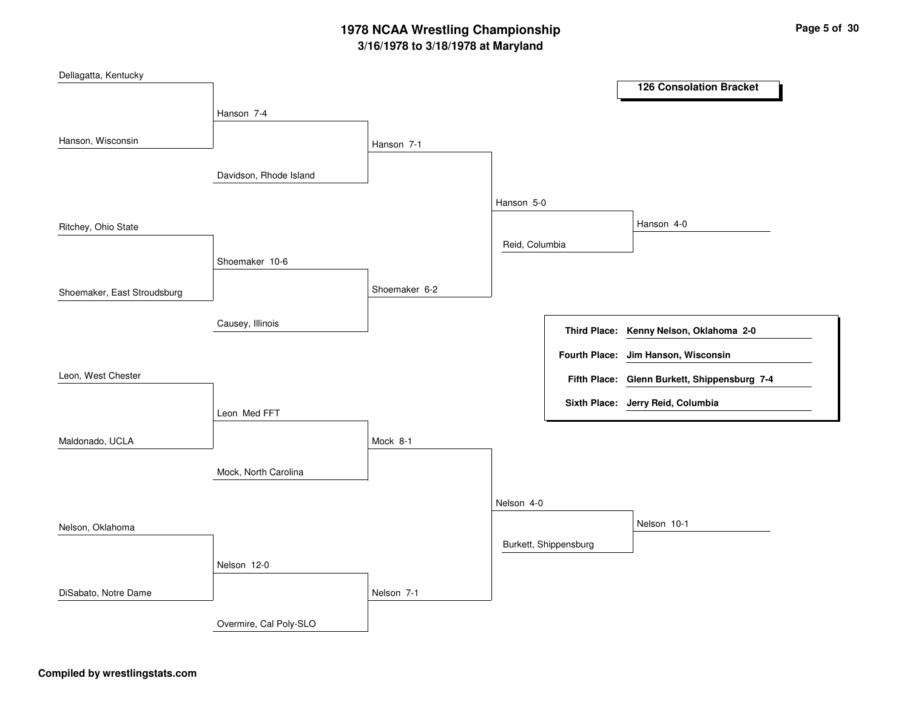# 1978 NCAA Wrestling Championship

## 3/16/1978 to 3/18/1978 at Maryland

### 126 Consolation Bracket

**Round 1**

- Dellagatta, Kentucky vs. Hanson, Wisconsin — Hanson 7-4
- Ritchey, Ohio State vs. Shoemaker, East Stroudsburg — Shoemaker 10-6
- Leon, West Chester vs. Maldonado, UCLA — Leon Med FFT
- Nelson, Oklahoma vs. DiSabato, Notre Dame — Nelson 12-0

**Round 2**

- Hanson vs. Davidson, Rhode Island — Hanson 7-1
- Shoemaker vs. Causey, Illinois — Shoemaker 6-2
- Leon vs. Mock, North Carolina — Mock 8-1
- Nelson vs. Overmire, Cal Poly-SLO — Nelson 7-1

**Round 3**

- Hanson vs. Shoemaker — Hanson 5-0
- Mock vs. Nelson — Nelson 4-0

**Round 4**

- Hanson vs. Reid, Columbia — Hanson 4-0
- Nelson vs. Burkett, Shippensburg — Nelson 10-1

| Place | Wrestler |
| --- | --- |
| Third Place: | Kenny Nelson, Oklahoma 2-0 |
| Fourth Place: | Jim Hanson, Wisconsin |
| Fifth Place: | Glenn Burkett, Shippensburg 7-4 |
| Sixth Place: | Jerry Reid, Columbia |

**Compiled by wrestlingstats.com**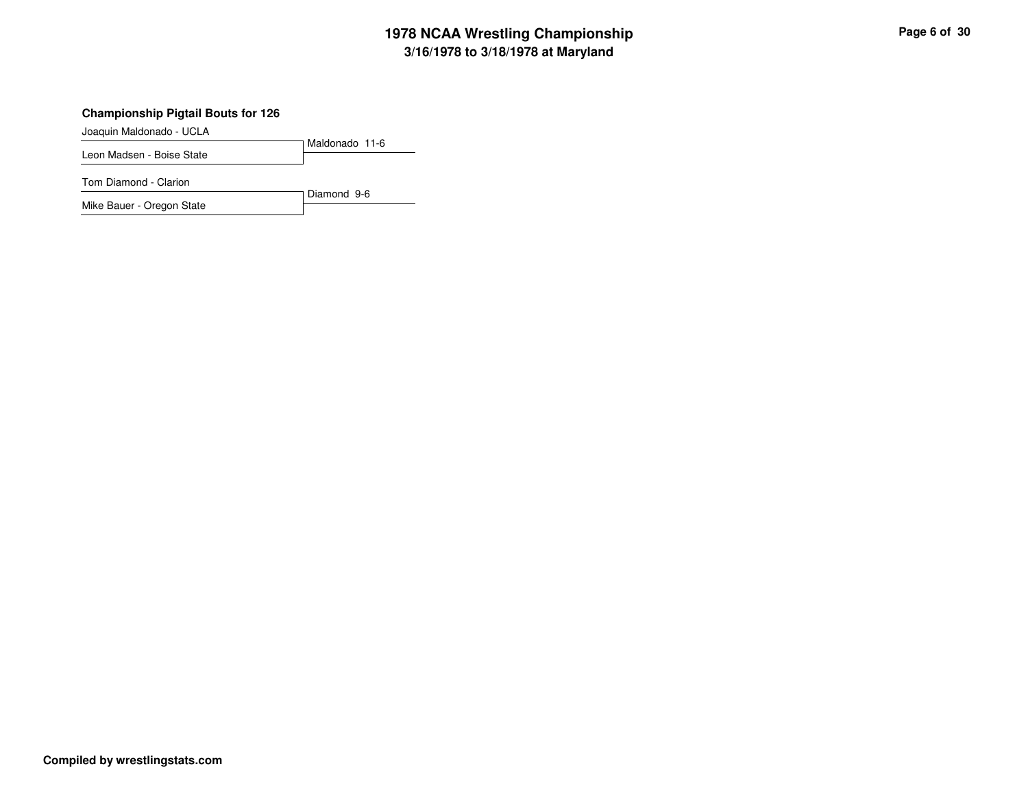## Championship Pigtail Bouts for 126

| Wrestler | Result |
| --- | --- |
| Joaquin Maldonado - UCLA | Maldonado 11-6 |
| Leon Madsen - Boise State | |
| Tom Diamond - Clarion | Diamond 9-6 |
| Mike Bauer - Oregon State | |

**Compiled by wrestlingstats.com**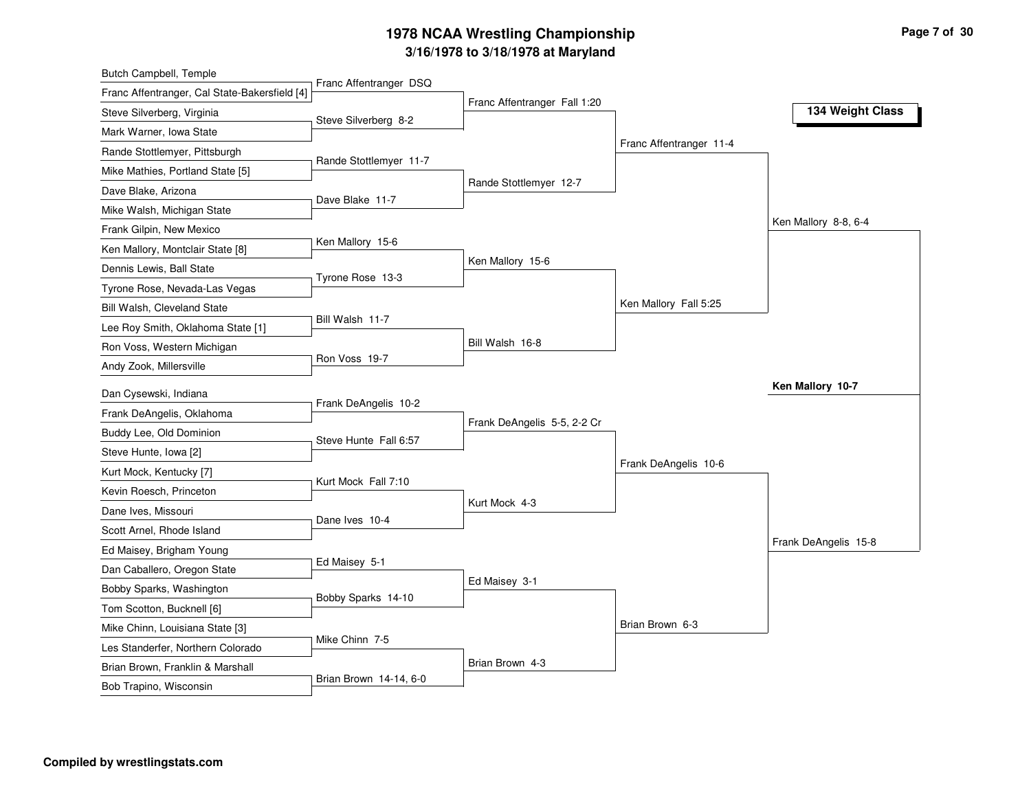# 1978 NCAA Wrestling Championship

## 3/16/1978 to 3/18/1978 at Maryland

### 134 Weight Class

**First Round**

- Butch Campbell, Temple vs. Franc Affentranger, Cal State-Bakersfield [4] — Franc Affentranger DSQ
- Steve Silverberg, Virginia vs. Mark Warner, Iowa State — Steve Silverberg 8-2
- Rande Stottlemyer, Pittsburgh vs. Mike Mathies, Portland State [5] — Rande Stottlemyer 11-7
- Dave Blake, Arizona vs. Mike Walsh, Michigan State — Dave Blake 11-7
- Frank Gilpin, New Mexico vs. Ken Mallory, Montclair State [8] — Ken Mallory 15-6
- Dennis Lewis, Ball State vs. Tyrone Rose, Nevada-Las Vegas — Tyrone Rose 13-3
- Bill Walsh, Cleveland State vs. Lee Roy Smith, Oklahoma State [1] — Bill Walsh 11-7
- Ron Voss, Western Michigan vs. Andy Zook, Millersville — Ron Voss 19-7
- Dan Cysewski, Indiana vs. Frank DeAngelis, Oklahoma — Frank DeAngelis 10-2
- Buddy Lee, Old Dominion vs. Steve Hunte, Iowa [2] — Steve Hunte Fall 6:57
- Kurt Mock, Kentucky [7] vs. Kevin Roesch, Princeton — Kurt Mock Fall 7:10
- Dane Ives, Missouri vs. Scott Arnel, Rhode Island — Dane Ives 10-4
- Ed Maisey, Brigham Young vs. Dan Caballero, Oregon State — Ed Maisey 5-1
- Bobby Sparks, Washington vs. Tom Scotton, Bucknell [6] — Bobby Sparks 14-10
- Mike Chinn, Louisiana State [3] vs. Les Standerfer, Northern Colorado — Mike Chinn 7-5
- Brian Brown, Franklin & Marshall vs. Bob Trapino, Wisconsin — Brian Brown 14-14, 6-0

**Second Round**

- Franc Affentranger Fall 1:20
- Rande Stottlemyer 12-7
- Ken Mallory 15-6
- Bill Walsh 16-8
- Frank DeAngelis 5-5, 2-2 Cr
- Kurt Mock 4-3
- Ed Maisey 3-1
- Brian Brown 4-3

**Quarterfinals**

- Franc Affentranger 11-4
- Ken Mallory Fall 5:25
- Frank DeAngelis 10-6
- Brian Brown 6-3

**Semifinals**

- Ken Mallory 8-8, 6-4
- Frank DeAngelis 15-8

**Champion**

**Ken Mallory 10-7**

Compiled by wrestlingstats.com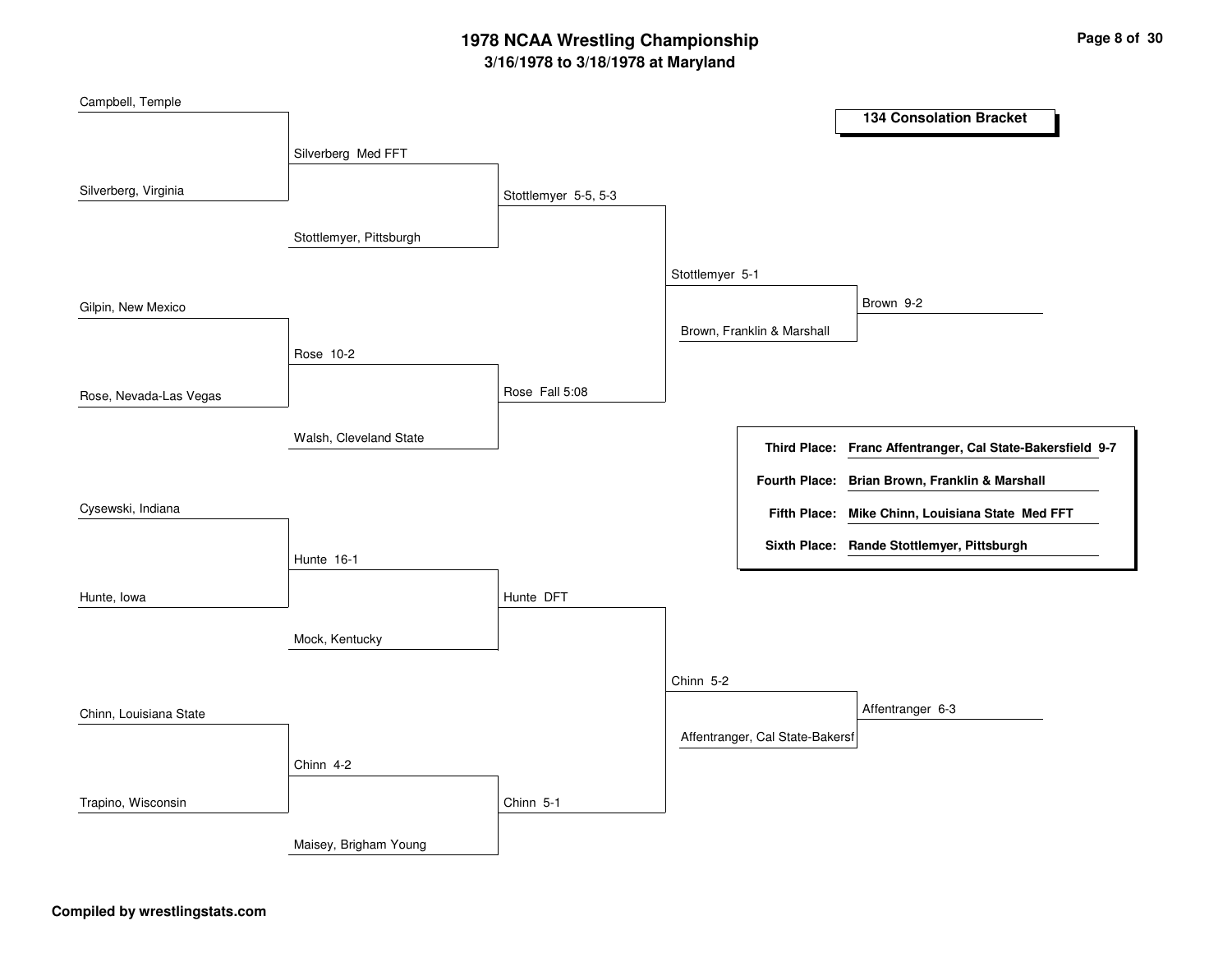# 1978 NCAA Wrestling Championship

## 3/16/1978 to 3/18/1978 at Maryland

### 134 Consolation Bracket

**First Round**

- Campbell, Temple
- Silverberg, Virginia
- Gilpin, New Mexico
- Rose, Nevada-Las Vegas
- Cysewski, Indiana
- Hunte, Iowa
- Chinn, Louisiana State
- Trapino, Wisconsin

**Second Round**

- Silverberg Med FFT
- Stottlemyer, Pittsburgh
- Rose 10-2
- Walsh, Cleveland State
- Hunte 16-1
- Mock, Kentucky
- Chinn 4-2
- Maisey, Brigham Young

**Third Round**

- Stottlemyer 5-5, 5-3
- Rose Fall 5:08
- Hunte DFT
- Chinn 5-1

**Fourth Round**

- Stottlemyer 5-1
- Brown, Franklin & Marshall
- Chinn 5-2
- Affentranger, Cal State-Bakersf

**Fifth Round**

- Brown 9-2
- Affentranger 6-3

**Placings**

**Third Place:** Franc Affentranger, Cal State-Bakersfield 9-7

**Fourth Place:** Brian Brown, Franklin & Marshall

**Fifth Place:** Mike Chinn, Louisiana State Med FFT

**Sixth Place:** Rande Stottlemyer, Pittsburgh

**Compiled by wrestlingstats.com**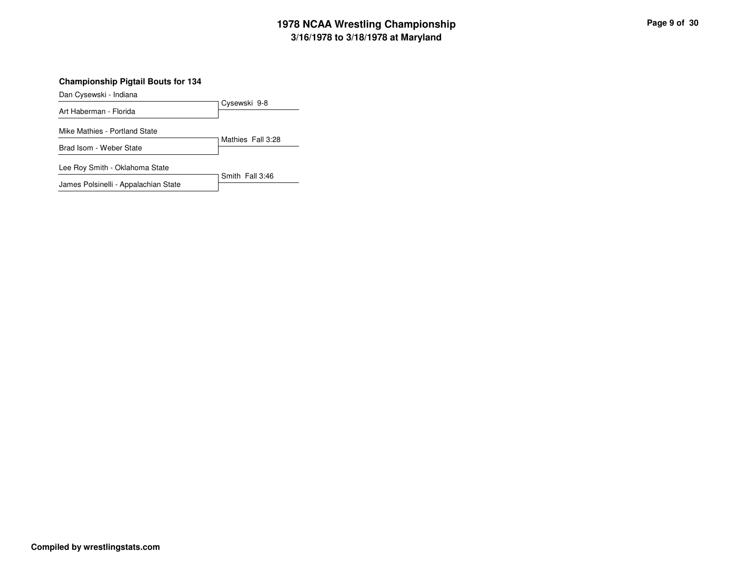# 1978 NCAA Wrestling Championship

## 3/16/1978 to 3/18/1978 at Maryland

### Championship Pigtail Bouts for 134

| Wrestlers | Result |
| --- | --- |
| Dan Cysewski - Indiana<br>Art Haberman - Florida | Cysewski 9-8 |
| Mike Mathies - Portland State<br>Brad Isom - Weber State | Mathies Fall 3:28 |
| Lee Roy Smith - Oklahoma State<br>James Polsinelli - Appalachian State | Smith Fall 3:46 |

**Compiled by wrestlingstats.com**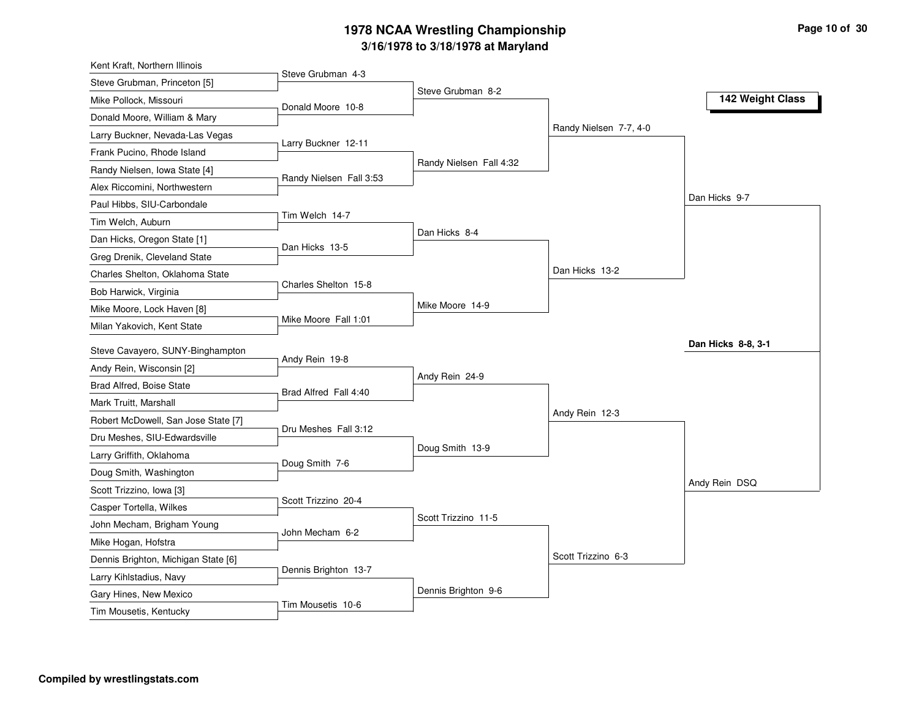# 1978 NCAA Wrestling Championship

## 3/16/1978 to 3/18/1978 at Maryland

### 142 Weight Class

**First Round**

- Kent Kraft, Northern Illinois vs. Steve Grubman, Princeton [5] — Steve Grubman 4-3
- Mike Pollock, Missouri vs. Donald Moore, William & Mary — Donald Moore 10-8
- Larry Buckner, Nevada-Las Vegas vs. Frank Pucino, Rhode Island — Larry Buckner 12-11
- Randy Nielsen, Iowa State [4] vs. Alex Riccomini, Northwestern — Randy Nielsen Fall 3:53
- Paul Hibbs, SIU-Carbondale vs. Tim Welch, Auburn — Tim Welch 14-7
- Dan Hicks, Oregon State [1] vs. Greg Drenik, Cleveland State — Dan Hicks 13-5
- Charles Shelton, Oklahoma State vs. Bob Harwick, Virginia — Charles Shelton 15-8
- Mike Moore, Lock Haven [8] vs. Milan Yakovich, Kent State — Mike Moore Fall 1:01
- Steve Cavayero, SUNY-Binghampton vs. Andy Rein, Wisconsin [2] — Andy Rein 19-8
- Brad Alfred, Boise State vs. Mark Truitt, Marshall — Brad Alfred Fall 4:40
- Robert McDowell, San Jose State [7] vs. Dru Meshes, SIU-Edwardsville — Dru Meshes Fall 3:12
- Larry Griffith, Oklahoma vs. Doug Smith, Washington — Doug Smith 7-6
- Scott Trizzino, Iowa [3] vs. Casper Tortella, Wilkes — Scott Trizzino 20-4
- John Mecham, Brigham Young vs. Mike Hogan, Hofstra — John Mecham 6-2
- Dennis Brighton, Michigan State [6] vs. Larry Kihlstadius, Navy — Dennis Brighton 13-7
- Gary Hines, New Mexico vs. Tim Mousetis, Kentucky — Tim Mousetis 10-6

**Second Round**

- Steve Grubman 8-2
- Randy Nielsen Fall 4:32
- Dan Hicks 8-4
- Mike Moore 14-9
- Andy Rein 24-9
- Doug Smith 13-9
- Scott Trizzino 11-5
- Dennis Brighton 9-6

**Quarterfinals**

- Randy Nielsen 7-7, 4-0
- Dan Hicks 13-2
- Andy Rein 12-3
- Scott Trizzino 6-3

**Semifinals**

- Dan Hicks 9-7
- Andy Rein DSQ

**Final**

- **Dan Hicks 8-8, 3-1**

Compiled by wrestlingstats.com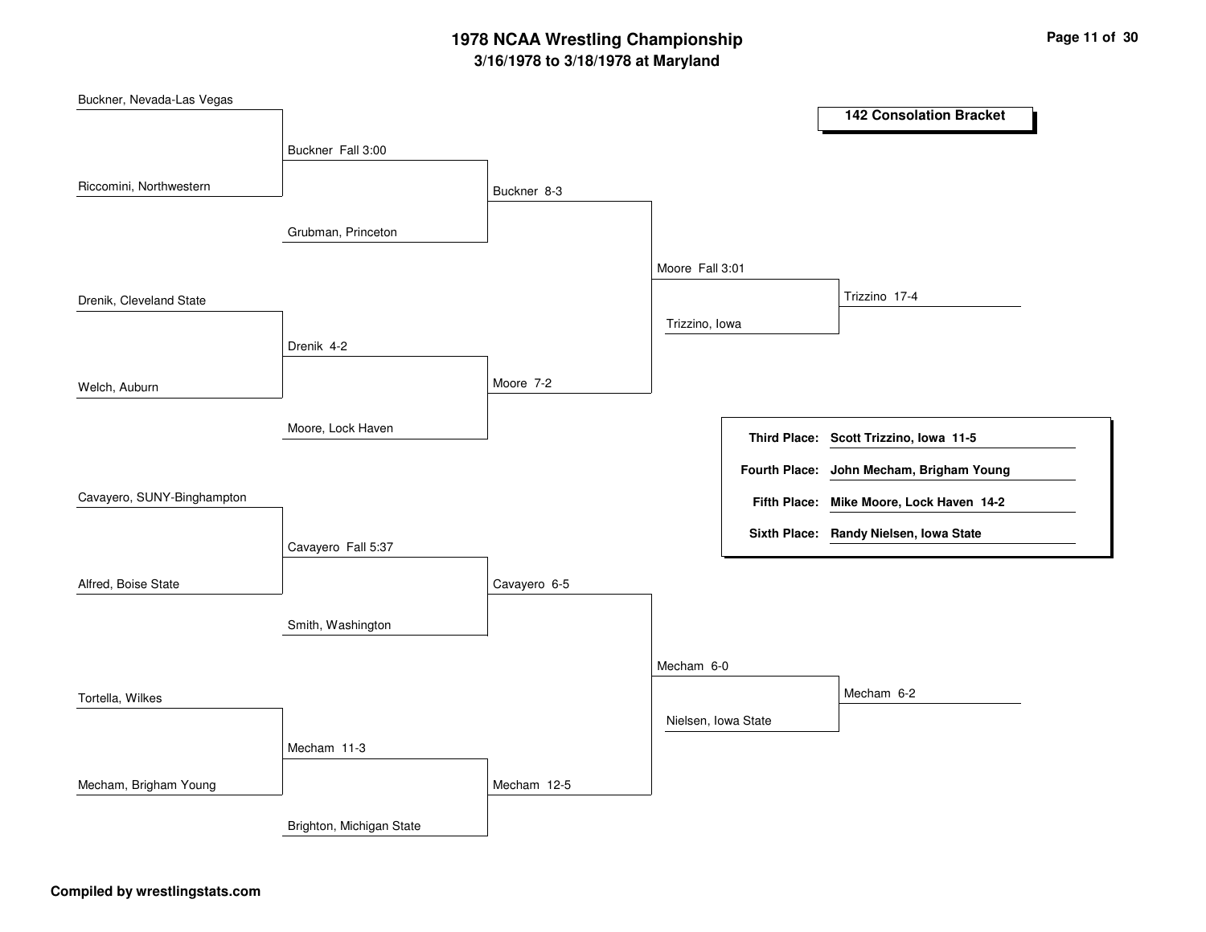# 1978 NCAA Wrestling Championship

## 3/16/1978 to 3/18/1978 at Maryland

### 142 Consolation Bracket

**First Round**

- Buckner, Nevada-Las Vegas vs. Riccomini, Northwestern — Buckner Fall 3:00
- Drenik, Cleveland State vs. Welch, Auburn — Drenik 4-2
- Cavayero, SUNY-Binghampton vs. Alfred, Boise State — Cavayero Fall 5:37
- Tortella, Wilkes vs. Mecham, Brigham Young — Mecham 11-3

**Second Round**

- Buckner vs. Grubman, Princeton — Buckner 8-3
- Drenik vs. Moore, Lock Haven — Moore 7-2
- Cavayero vs. Smith, Washington — Cavayero 6-5
- Mecham vs. Brighton, Michigan State — Mecham 12-5

**Third Round**

- Buckner vs. Moore — Moore Fall 3:01
- Cavayero vs. Mecham — Mecham 6-0

**Fourth Round**

- Moore vs. Trizzino, Iowa — Trizzino 17-4
- Mecham vs. Nielsen, Iowa State — Mecham 6-2

| | |
|---|---|
| **Third Place:** | **Scott Trizzino, Iowa 11-5** |
| **Fourth Place:** | **John Mecham, Brigham Young** |
| **Fifth Place:** | **Mike Moore, Lock Haven 14-2** |
| **Sixth Place:** | **Randy Nielsen, Iowa State** |

**Compiled by wrestlingstats.com**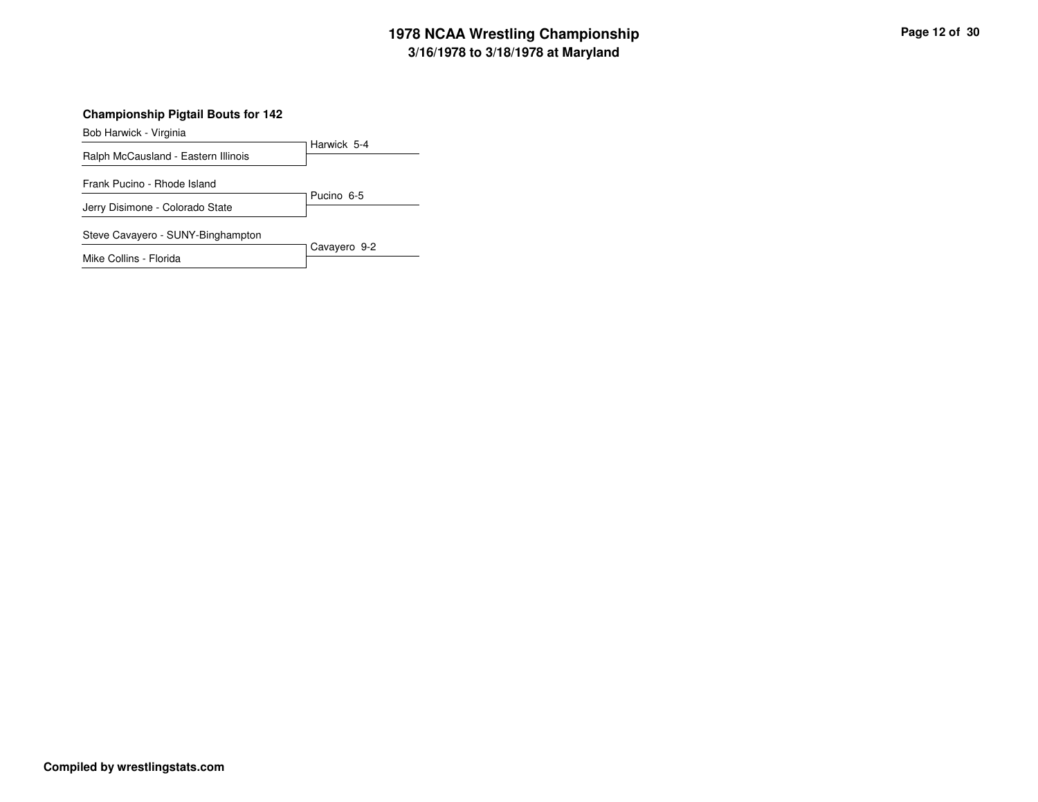# 1978 NCAA Wrestling Championship
## 3/16/1978 to 3/18/1978 at Maryland

### Championship Pigtail Bouts for 142

| Wrestler | Result |
| --- | --- |
| Bob Harwick - Virginia | Harwick 5-4 |
| Ralph McCausland - Eastern Illinois | |
| Frank Pucino - Rhode Island | Pucino 6-5 |
| Jerry Disimone - Colorado State | |
| Steve Cavayero - SUNY-Binghampton | Cavayero 9-2 |
| Mike Collins - Florida | |

**Compiled by wrestlingstats.com**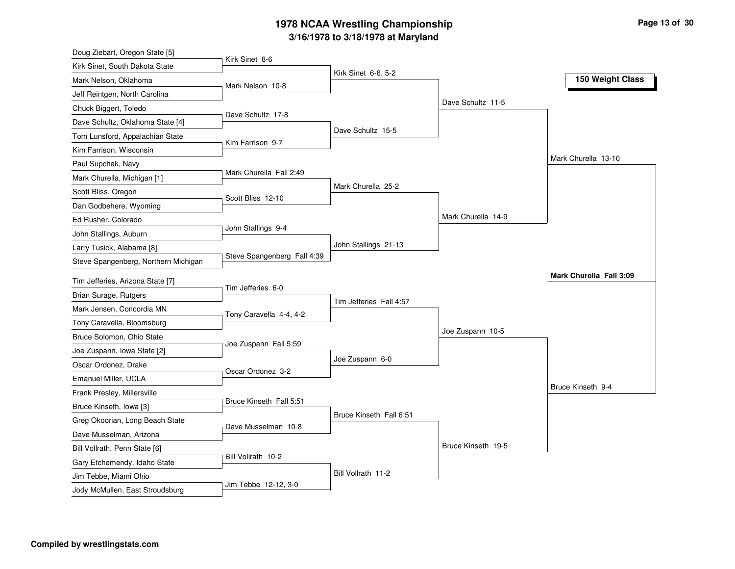# 1978 NCAA Wrestling Championship

## 3/16/1978 to 3/18/1978 at Maryland

### 150 Weight Class

**First Round**

- Doug Ziebart, Oregon State [5] vs. Kirk Sinet, South Dakota State — Kirk Sinet 8-6
- Mark Nelson, Oklahoma vs. Jeff Reintgen, North Carolina — Mark Nelson 10-8
- Chuck Biggert, Toledo vs. Dave Schultz, Oklahoma State [4] — Dave Schultz 17-8
- Tom Lunsford, Appalachian State vs. Kim Farrison, Wisconsin — Kim Farrison 9-7
- Paul Supchak, Navy vs. Mark Churella, Michigan [1] — Mark Churella Fall 2:49
- Scott Bliss, Oregon vs. Dan Godbehere, Wyoming — Scott Bliss 12-10
- Ed Rusher, Colorado vs. John Stallings, Auburn — John Stallings 9-4
- Larry Tusick, Alabama [8] vs. Steve Spangenberg, Northern Michigan — Steve Spangenberg Fall 4:39
- Tim Jefferies, Arizona State [7] vs. Brian Surage, Rutgers — Tim Jefferies 6-0
- Mark Jensen, Concordia MN vs. Tony Caravella, Bloomsburg — Tony Caravella 4-4, 4-2
- Bruce Solomon, Ohio State vs. Joe Zuspann, Iowa State [2] — Joe Zuspann Fall 5:59
- Oscar Ordonez, Drake vs. Emanuel Miller, UCLA — Oscar Ordonez 3-2
- Frank Presley, Millersville vs. Bruce Kinseth, Iowa [3] — Bruce Kinseth Fall 5:51
- Greg Okoorian, Long Beach State vs. Dave Musselman, Arizona — Dave Musselman 10-8
- Bill Vollrath, Penn State [6] vs. Gary Etchemendy, Idaho State — Bill Vollrath 10-2
- Jim Tebbe, Miami Ohio vs. Jody McMullen, East Stroudsburg — Jim Tebbe 12-12, 3-0

**Second Round**

- Kirk Sinet 6-6, 5-2
- Dave Schultz 15-5
- Mark Churella 25-2
- John Stallings 21-13
- Tim Jefferies Fall 4:57
- Joe Zuspann 6-0
- Bruce Kinseth Fall 6:51
- Bill Vollrath 11-2

**Quarterfinals**

- Dave Schultz 11-5
- Mark Churella 14-9
- Joe Zuspann 10-5
- Bruce Kinseth 19-5

**Semifinals**

- Mark Churella 13-10
- Bruce Kinseth 9-4

**Final**

- **Mark Churella Fall 3:09**

Compiled by wrestlingstats.com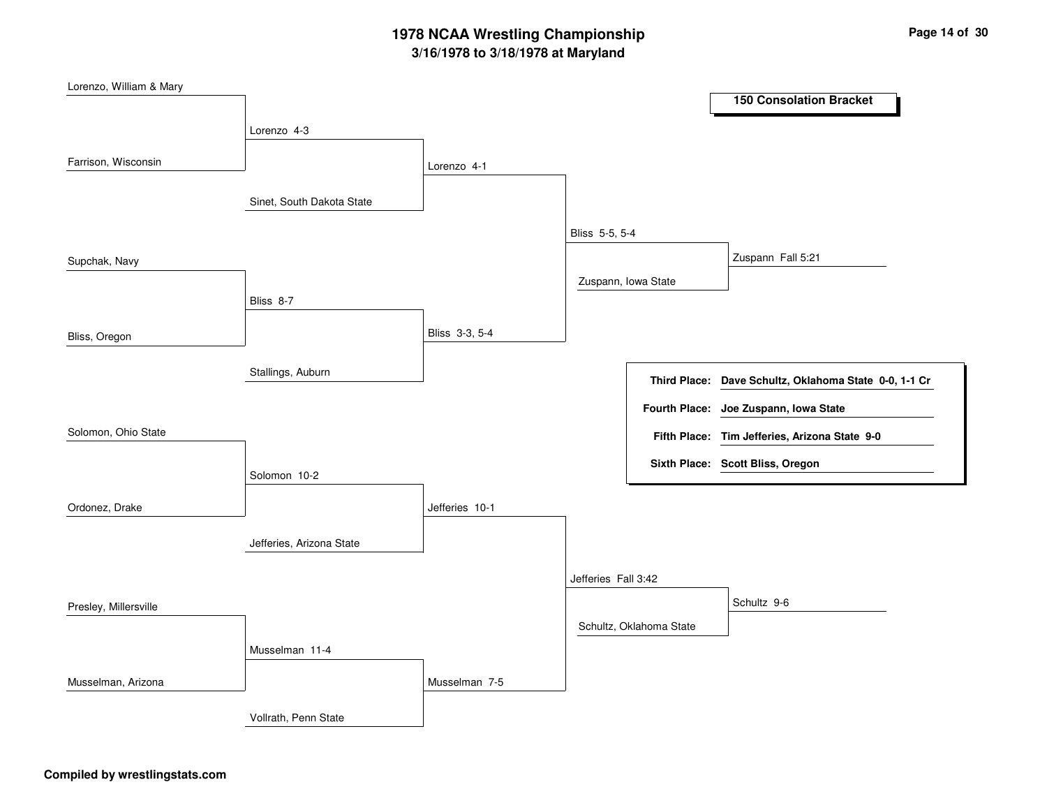# 1978 NCAA Wrestling Championship

**3/16/1978 to 3/18/1978 at Maryland**

## 150 Consolation Bracket

### Round 1

- Lorenzo, William & Mary vs. Farrison, Wisconsin — Lorenzo 4-3
- Supchak, Navy vs. Bliss, Oregon — Bliss 8-7
- Solomon, Ohio State vs. Ordonez, Drake — Solomon 10-2
- Presley, Millersville vs. Musselman, Arizona — Musselman 11-4

### Round 2

- Lorenzo vs. Sinet, South Dakota State — Lorenzo 4-1
- Bliss vs. Stallings, Auburn — Bliss 3-3, 5-4
- Solomon vs. Jefferies, Arizona State — Jefferies 10-1
- Musselman vs. Vollrath, Penn State — Musselman 7-5

### Round 3

- Lorenzo vs. Bliss — Bliss 5-5, 5-4
- Jefferies vs. Musselman — Jefferies Fall 3:42

### Round 4

- Bliss vs. Zuspann, Iowa State — Zuspann Fall 5:21
- Jefferies vs. Schultz, Oklahoma State — Schultz 9-6

### Final Placings

| Place | Wrestler |
| --- | --- |
| **Third Place:** | **Dave Schultz, Oklahoma State 0-0, 1-1 Cr** |
| **Fourth Place:** | **Joe Zuspann, Iowa State** |
| **Fifth Place:** | **Tim Jefferies, Arizona State 9-0** |
| **Sixth Place:** | **Scott Bliss, Oregon** |

**Compiled by wrestlingstats.com**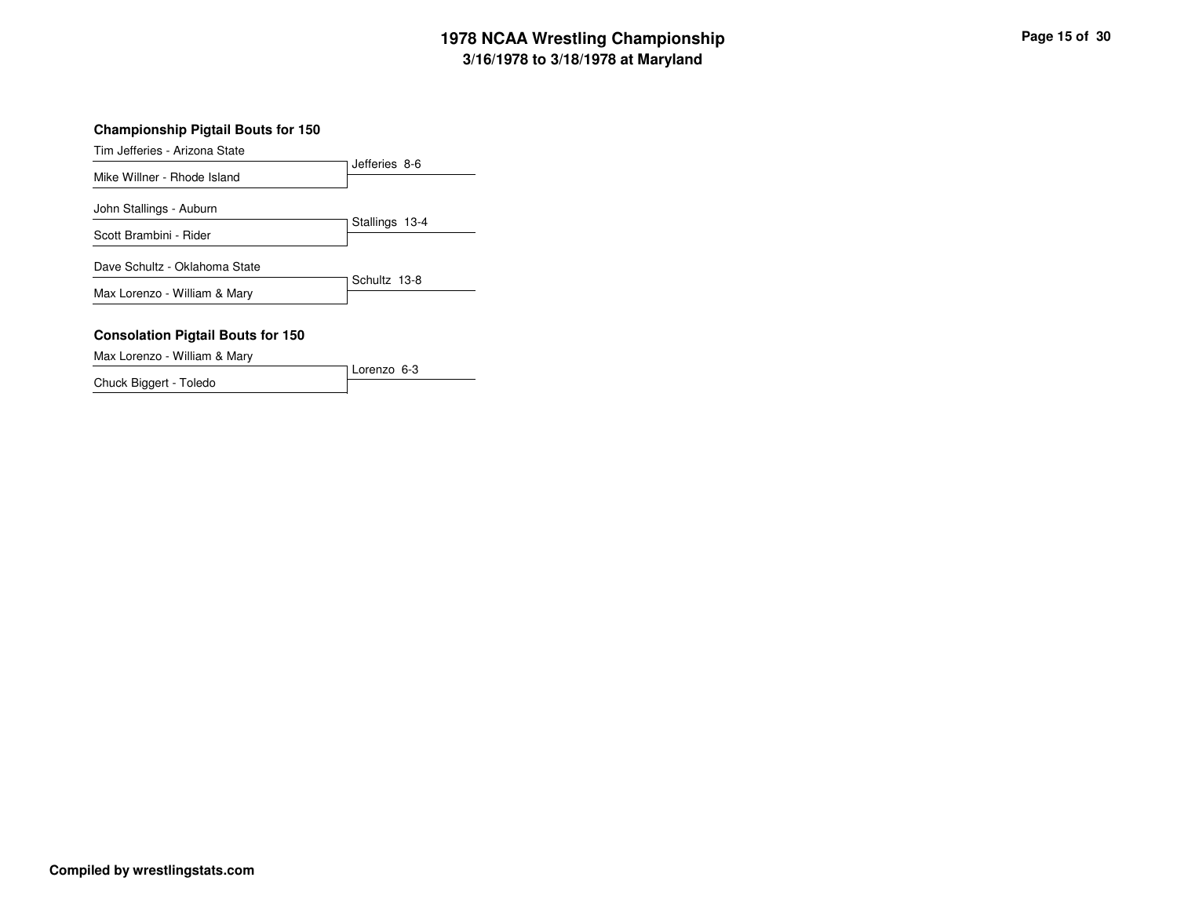# 1978 NCAA Wrestling Championship
## 3/16/1978 to 3/18/1978 at Maryland

### Championship Pigtail Bouts for 150

| Wrestler 1 | Wrestler 2 | Result |
|---|---|---|
| Tim Jefferies - Arizona State | Mike Willner - Rhode Island | Jefferies 8-6 |
| John Stallings - Auburn | Scott Brambini - Rider | Stallings 13-4 |
| Dave Schultz - Oklahoma State | Max Lorenzo - William & Mary | Schultz 13-8 |

### Consolation Pigtail Bouts for 150

| Wrestler 1 | Wrestler 2 | Result |
|---|---|---|
| Max Lorenzo - William & Mary | Chuck Biggert - Toledo | Lorenzo 6-3 |

**Compiled by wrestlingstats.com**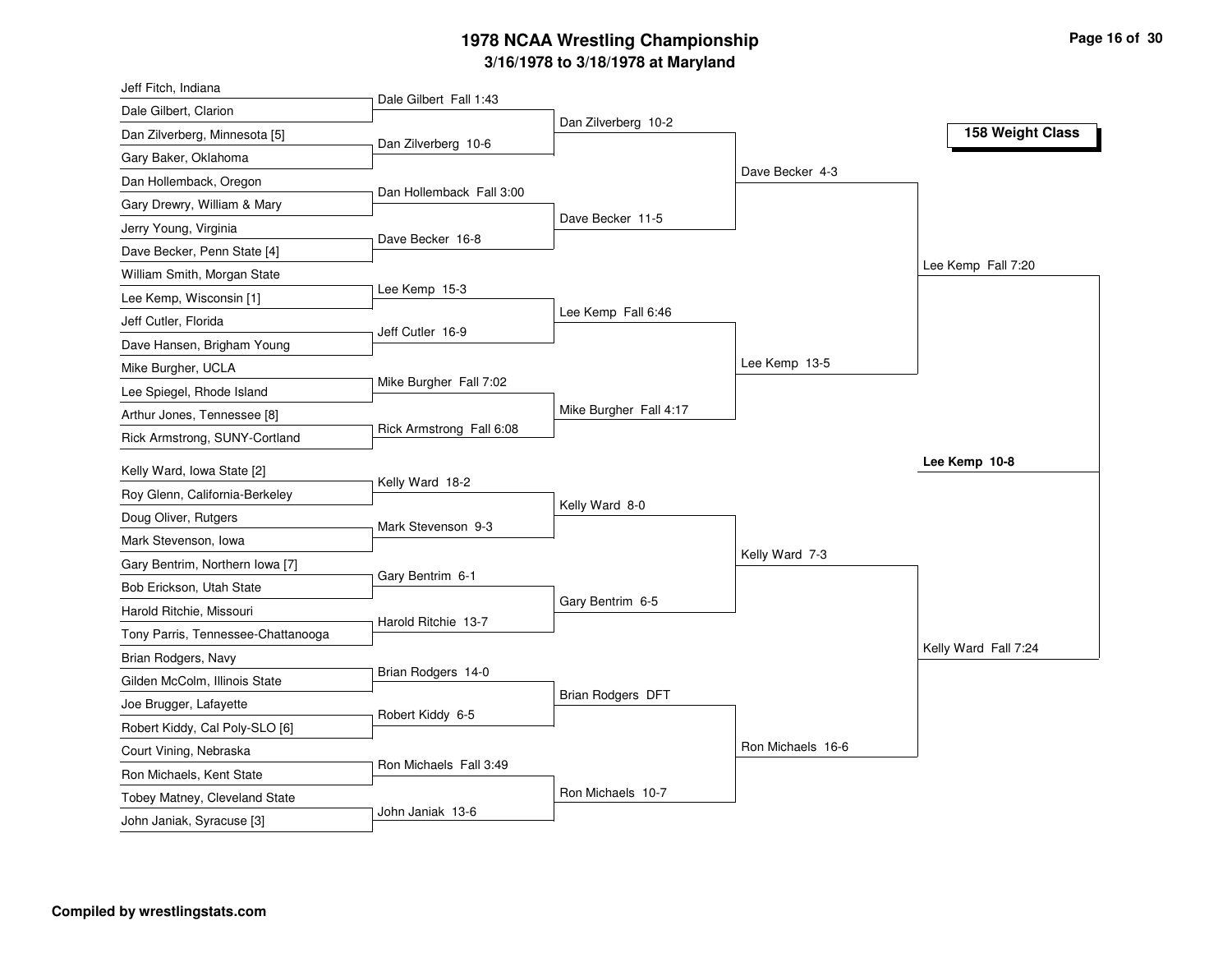# 1978 NCAA Wrestling Championship

## 3/16/1978 to 3/18/1978 at Maryland

### 158 Weight Class

**First Round**

- Jeff Fitch, Indiana vs. Dale Gilbert, Clarion — Dale Gilbert Fall 1:43
- Dan Zilverberg, Minnesota [5] vs. Gary Baker, Oklahoma — Dan Zilverberg 10-6
- Dan Hollemback, Oregon vs. Gary Drewry, William & Mary — Dan Hollemback Fall 3:00
- Jerry Young, Virginia vs. Dave Becker, Penn State [4] — Dave Becker 16-8
- William Smith, Morgan State vs. Lee Kemp, Wisconsin [1] — Lee Kemp 15-3
- Jeff Cutler, Florida vs. Dave Hansen, Brigham Young — Jeff Cutler 16-9
- Mike Burgher, UCLA vs. Lee Spiegel, Rhode Island — Mike Burgher Fall 7:02
- Arthur Jones, Tennessee [8] vs. Rick Armstrong, SUNY-Cortland — Rick Armstrong Fall 6:08
- Kelly Ward, Iowa State [2] vs. Roy Glenn, California-Berkeley — Kelly Ward 18-2
- Doug Oliver, Rutgers vs. Mark Stevenson, Iowa — Mark Stevenson 9-3
- Gary Bentrim, Northern Iowa [7] vs. Bob Erickson, Utah State — Gary Bentrim 6-1
- Harold Ritchie, Missouri vs. Tony Parris, Tennessee-Chattanooga — Harold Ritchie 13-7
- Brian Rodgers, Navy vs. Gilden McColm, Illinois State — Brian Rodgers 14-0
- Joe Brugger, Lafayette vs. Robert Kiddy, Cal Poly-SLO [6] — Robert Kiddy 6-5
- Court Vining, Nebraska vs. Ron Michaels, Kent State — Ron Michaels Fall 3:49
- Tobey Matney, Cleveland State vs. John Janiak, Syracuse [3] — John Janiak 13-6

**Second Round**

- Dan Zilverberg 10-2
- Dave Becker 11-5
- Lee Kemp Fall 6:46
- Mike Burgher Fall 4:17
- Kelly Ward 8-0
- Gary Bentrim 6-5
- Brian Rodgers DFT
- Ron Michaels 10-7

**Quarterfinals**

- Dave Becker 4-3
- Lee Kemp 13-5
- Kelly Ward 7-3
- Ron Michaels 16-6

**Semifinals**

- Lee Kemp Fall 7:20
- Kelly Ward Fall 7:24

**Final**

- **Lee Kemp 10-8**

**Compiled by wrestlingstats.com**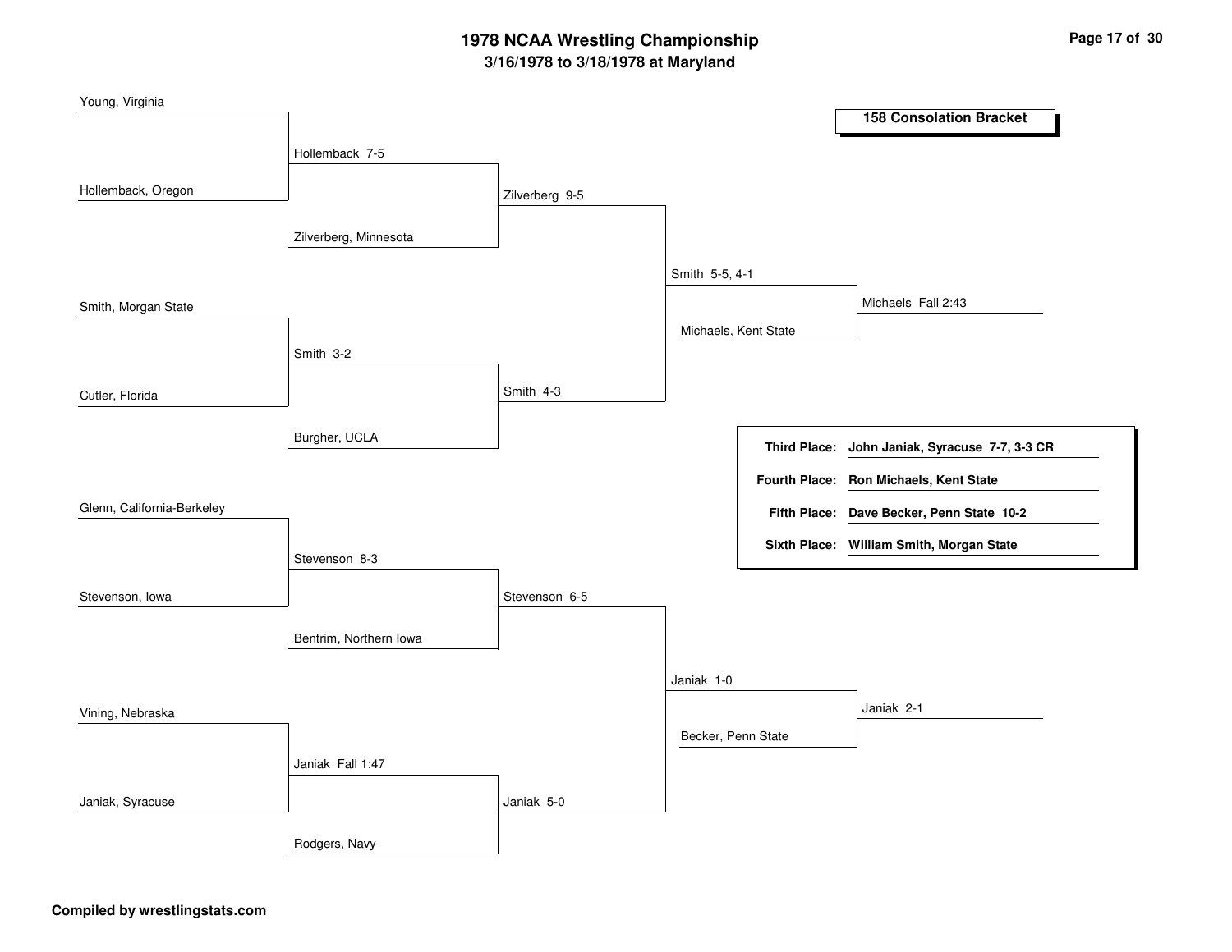# 1978 NCAA Wrestling Championship

## 3/16/1978 to 3/18/1978 at Maryland

### 158 Consolation Bracket

**Round 1**

- Young, Virginia vs. Hollemback, Oregon — Hollemback 7-5
- Smith, Morgan State vs. Cutler, Florida — Smith 3-2
- Glenn, California-Berkeley vs. Stevenson, Iowa — Stevenson 8-3
- Vining, Nebraska vs. Janiak, Syracuse — Janiak Fall 1:47

**Round 2**

- Hollemback vs. Zilverberg, Minnesota — Zilverberg 9-5
- Smith vs. Burgher, UCLA — Smith 4-3
- Stevenson vs. Bentrim, Northern Iowa — Stevenson 6-5
- Janiak vs. Rodgers, Navy — Janiak 5-0

**Round 3**

- Zilverberg vs. Smith — Smith 5-5, 4-1
- Stevenson vs. Janiak — Janiak 1-0

**Round 4**

- Smith vs. Michaels, Kent State — Michaels Fall 2:43
- Janiak vs. Becker, Penn State — Janiak 2-1

| | |
|---|---|
| **Third Place:** | **John Janiak, Syracuse 7-7, 3-3 CR** |
| **Fourth Place:** | **Ron Michaels, Kent State** |
| **Fifth Place:** | **Dave Becker, Penn State 10-2** |
| **Sixth Place:** | **William Smith, Morgan State** |

**Compiled by wrestlingstats.com**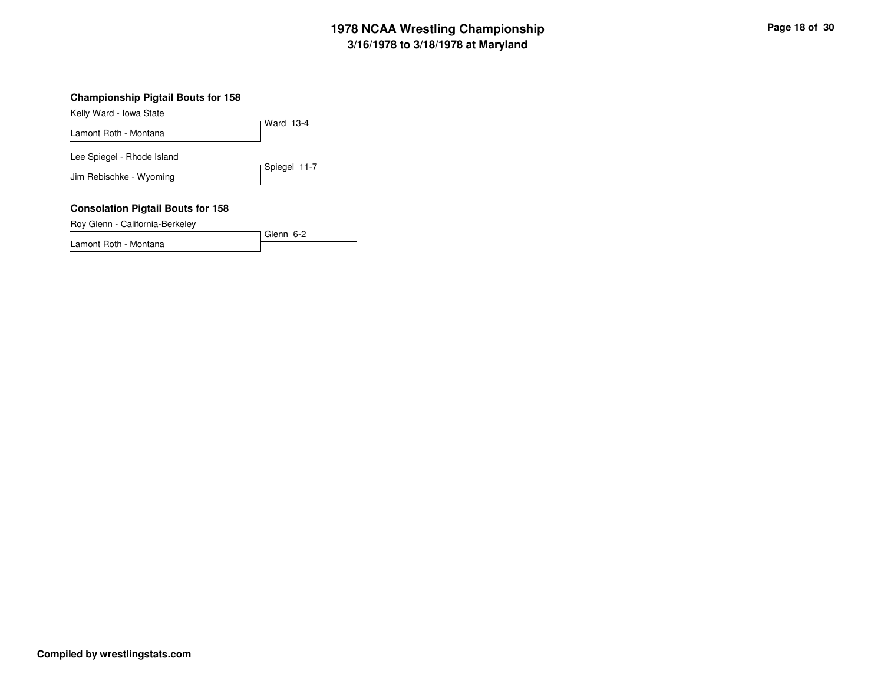# 1978 NCAA Wrestling Championship

## 3/16/1978 to 3/18/1978 at Maryland

### Championship Pigtail Bouts for 158

| Wrestler | Result |
| --- | --- |
| Kelly Ward - Iowa State | Ward 13-4 |
| Lamont Roth - Montana | |

| Wrestler | Result |
| --- | --- |
| Lee Spiegel - Rhode Island | Spiegel 11-7 |
| Jim Rebischke - Wyoming | |

### Consolation Pigtail Bouts for 158

| Wrestler | Result |
| --- | --- |
| Roy Glenn - California-Berkeley | Glenn 6-2 |
| Lamont Roth - Montana | |

**Compiled by wrestlingstats.com**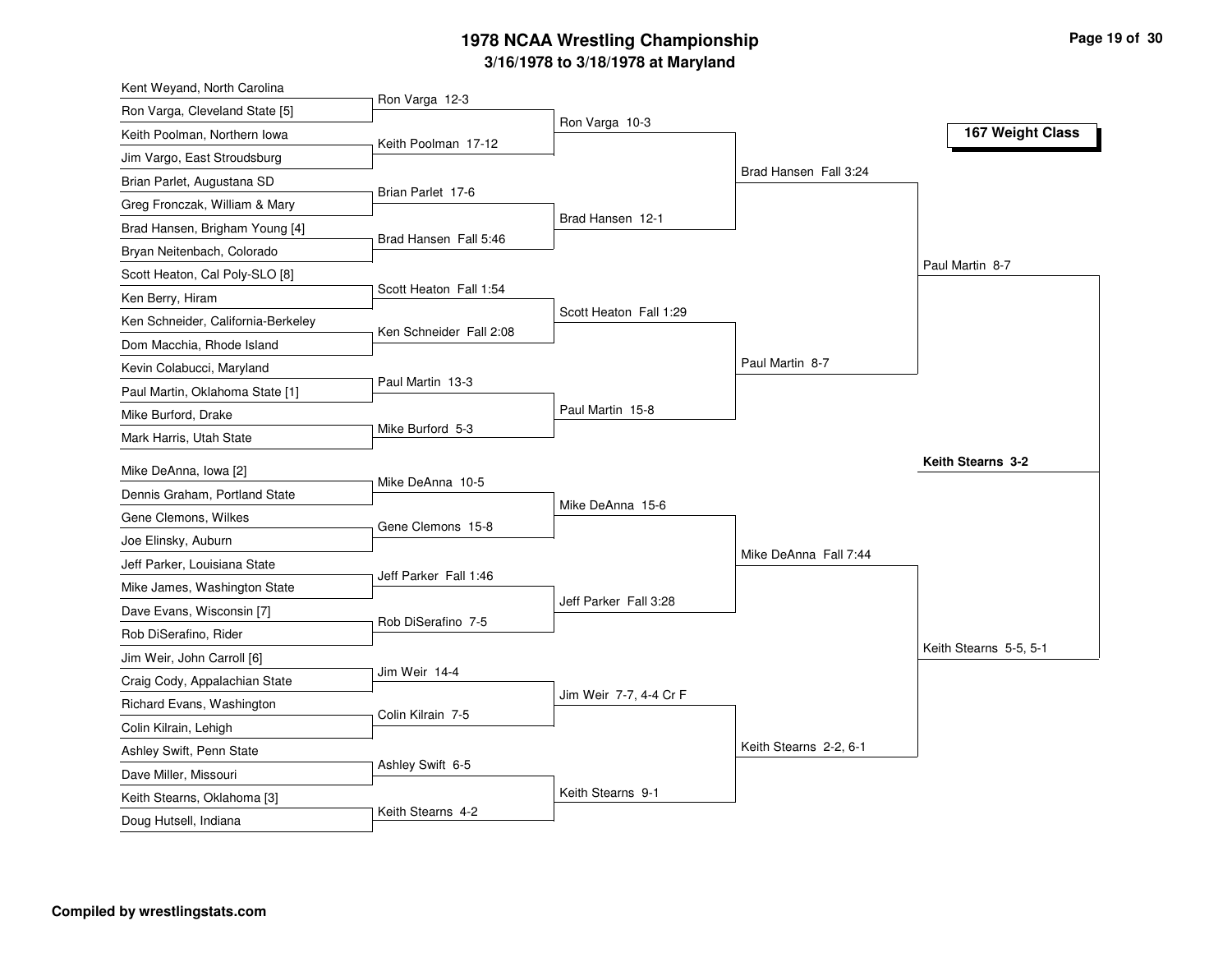# 1978 NCAA Wrestling Championship

## 3/16/1978 to 3/18/1978 at Maryland

### 167 Weight Class

**First Round**

- Kent Weyand, North Carolina vs. Ron Varga, Cleveland State [5] — Ron Varga 12-3
- Keith Poolman, Northern Iowa vs. Jim Vargo, East Stroudsburg — Keith Poolman 17-12
- Brian Parlet, Augustana SD vs. Greg Fronczak, William & Mary — Brian Parlet 17-6
- Brad Hansen, Brigham Young [4] vs. Bryan Neitenbach, Colorado — Brad Hansen Fall 5:46
- Scott Heaton, Cal Poly-SLO [8] vs. Ken Berry, Hiram — Scott Heaton Fall 1:54
- Ken Schneider, California-Berkeley vs. Dom Macchia, Rhode Island — Ken Schneider Fall 2:08
- Kevin Colabucci, Maryland vs. Paul Martin, Oklahoma State [1] — Paul Martin 13-3
- Mike Burford, Drake vs. Mark Harris, Utah State — Mike Burford 5-3
- Mike DeAnna, Iowa [2] vs. Dennis Graham, Portland State — Mike DeAnna 10-5
- Gene Clemons, Wilkes vs. Joe Elinsky, Auburn — Gene Clemons 15-8
- Jeff Parker, Louisiana State vs. Mike James, Washington State — Jeff Parker Fall 1:46
- Dave Evans, Wisconsin [7] vs. Rob DiSerafino, Rider — Rob DiSerafino 7-5
- Jim Weir, John Carroll [6] vs. Craig Cody, Appalachian State — Jim Weir 14-4
- Richard Evans, Washington vs. Colin Kilrain, Lehigh — Colin Kilrain 7-5
- Ashley Swift, Penn State vs. Dave Miller, Missouri — Ashley Swift 6-5
- Keith Stearns, Oklahoma [3] vs. Doug Hutsell, Indiana — Keith Stearns 4-2

**Second Round**

- Ron Varga 10-3
- Brad Hansen 12-1
- Scott Heaton Fall 1:29
- Paul Martin 15-8
- Mike DeAnna 15-6
- Jeff Parker Fall 3:28
- Jim Weir 7-7, 4-4 Cr F
- Keith Stearns 9-1

**Quarterfinals**

- Brad Hansen Fall 3:24
- Paul Martin 8-7
- Mike DeAnna Fall 7:44
- Keith Stearns 2-2, 6-1

**Semifinals**

- Paul Martin 8-7
- Keith Stearns 5-5, 5-1

**Champion**

- **Keith Stearns 3-2**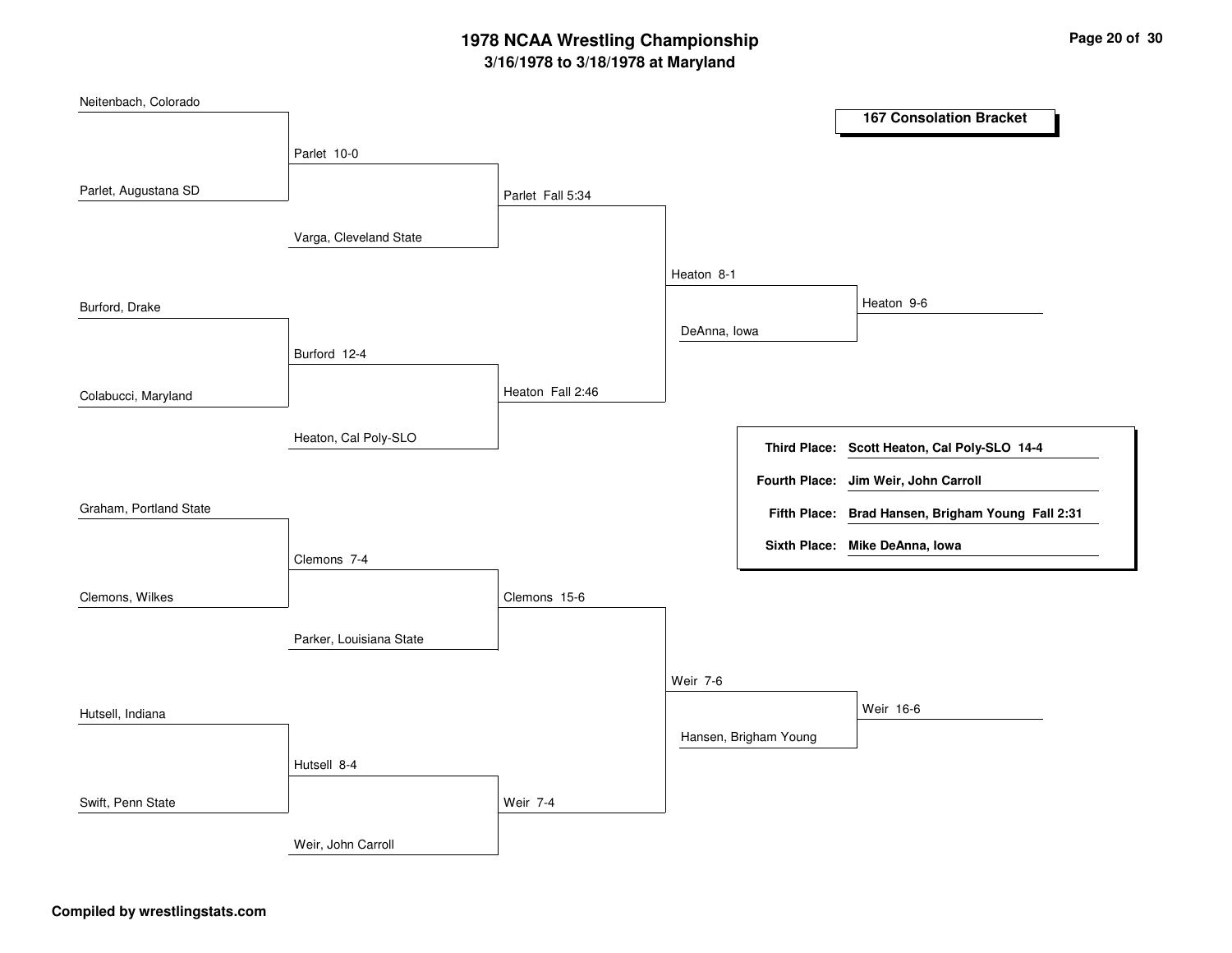# 1978 NCAA Wrestling Championship

## 3/16/1978 to 3/18/1978 at Maryland

### 167 Consolation Bracket

**Round 1**

- Neitenbach, Colorado vs. Parlet, Augustana SD — Parlet 10-0
- Burford, Drake vs. Colabucci, Maryland — Burford 12-4
- Graham, Portland State vs. Clemons, Wilkes — Clemons 7-4
- Hutsell, Indiana vs. Swift, Penn State — Hutsell 8-4

**Round 2**

- Parlet vs. Varga, Cleveland State — Parlet Fall 5:34
- Burford vs. Heaton, Cal Poly-SLO — Heaton Fall 2:46
- Clemons vs. Parker, Louisiana State — Clemons 15-6
- Hutsell vs. Weir, John Carroll — Weir 7-4

**Round 3**

- Parlet vs. Heaton — Heaton 8-1
- Clemons vs. Weir — Weir 7-6

**Round 4**

- Heaton vs. DeAnna, Iowa — Heaton 9-6
- Weir vs. Hansen, Brigham Young — Weir 16-6

**Final Placings**

- **Third Place:** **Scott Heaton, Cal Poly-SLO 14-4**
- **Fourth Place:** **Jim Weir, John Carroll**
- **Fifth Place:** **Brad Hansen, Brigham Young Fall 2:31**
- **Sixth Place:** **Mike DeAnna, Iowa**

**Compiled by wrestlingstats.com**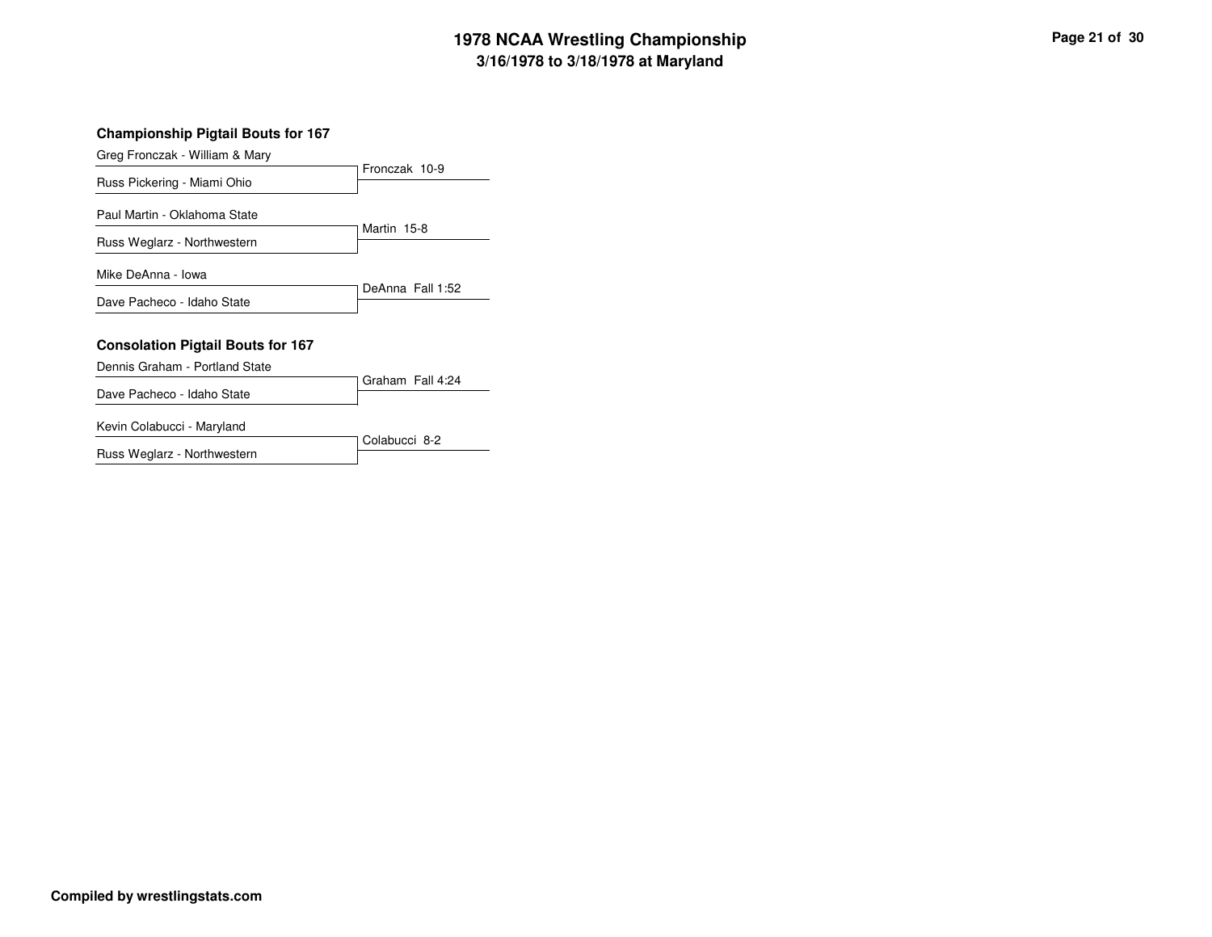# 1978 NCAA Wrestling Championship

## 3/16/1978 to 3/18/1978 at Maryland

### Championship Pigtail Bouts for 167

| Wrestlers | Result |
| --- | --- |
| Greg Fronczak - William & Mary<br>Russ Pickering - Miami Ohio | Fronczak 10-9 |
| Paul Martin - Oklahoma State<br>Russ Weglarz - Northwestern | Martin 15-8 |
| Mike DeAnna - Iowa<br>Dave Pacheco - Idaho State | DeAnna Fall 1:52 |

### Consolation Pigtail Bouts for 167

| Wrestlers | Result |
| --- | --- |
| Dennis Graham - Portland State<br>Dave Pacheco - Idaho State | Graham Fall 4:24 |
| Kevin Colabucci - Maryland<br>Russ Weglarz - Northwestern | Colabucci 8-2 |

**Compiled by wrestlingstats.com**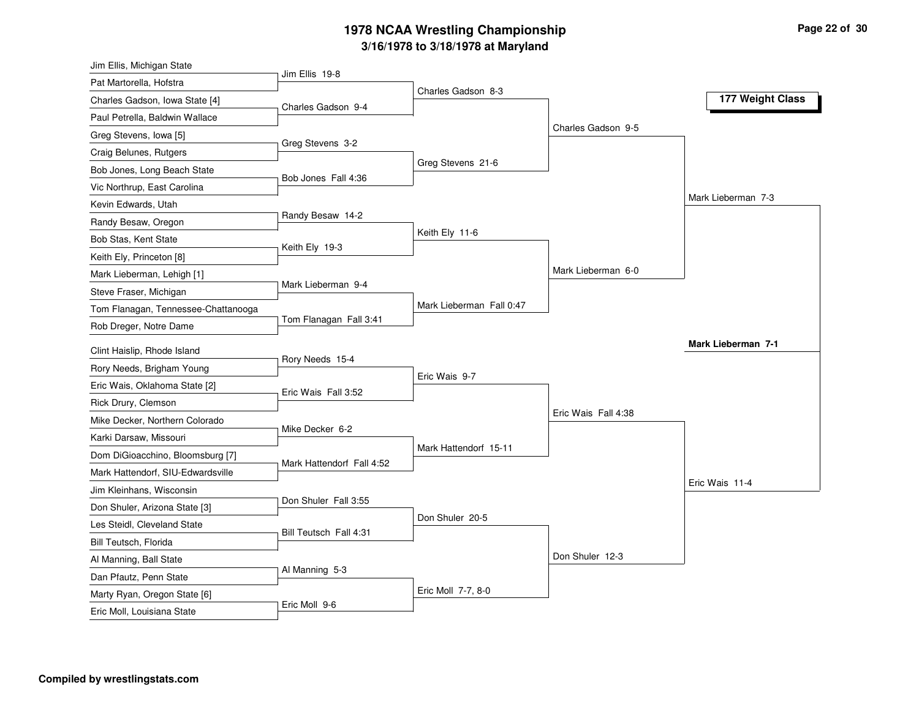# 1978 NCAA Wrestling Championship

## 3/16/1978 to 3/18/1978 at Maryland

### 177 Weight Class

**First Round**

- Jim Ellis, Michigan State vs. Pat Martorella, Hofstra — Jim Ellis 19-8
- Charles Gadson, Iowa State [4] vs. Paul Petrella, Baldwin Wallace — Charles Gadson 9-4
- Greg Stevens, Iowa [5] vs. Craig Belunes, Rutgers — Greg Stevens 3-2
- Bob Jones, Long Beach State vs. Vic Northrup, East Carolina — Bob Jones Fall 4:36
- Kevin Edwards, Utah vs. Randy Besaw, Oregon — Randy Besaw 14-2
- Bob Stas, Kent State vs. Keith Ely, Princeton [8] — Keith Ely 19-3
- Mark Lieberman, Lehigh [1] vs. Steve Fraser, Michigan — Mark Lieberman 9-4
- Tom Flanagan, Tennessee-Chattanooga vs. Rob Dreger, Notre Dame — Tom Flanagan Fall 3:41
- Clint Haislip, Rhode Island vs. Rory Needs, Brigham Young — Rory Needs 15-4
- Eric Wais, Oklahoma State [2] vs. Rick Drury, Clemson — Eric Wais Fall 3:52
- Mike Decker, Northern Colorado vs. Karki Darsaw, Missouri — Mike Decker 6-2
- Dom DiGioacchino, Bloomsburg [7] vs. Mark Hattendorf, SIU-Edwardsville — Mark Hattendorf Fall 4:52
- Jim Kleinhans, Wisconsin vs. Don Shuler, Arizona State [3] — Don Shuler Fall 3:55
- Les Steidl, Cleveland State vs. Bill Teutsch, Florida — Bill Teutsch Fall 4:31
- Al Manning, Ball State vs. Dan Pfautz, Penn State — Al Manning 5-3
- Marty Ryan, Oregon State [6] vs. Eric Moll, Louisiana State — Eric Moll 9-6

**Second Round**

- Charles Gadson 8-3
- Greg Stevens 21-6
- Keith Ely 11-6
- Mark Lieberman Fall 0:47
- Eric Wais 9-7
- Mark Hattendorf 15-11
- Don Shuler 20-5
- Eric Moll 7-7, 8-0

**Quarterfinals**

- Charles Gadson 9-5
- Mark Lieberman 6-0
- Eric Wais Fall 4:38
- Don Shuler 12-3

**Semifinals**

- Mark Lieberman 7-3
- Eric Wais 11-4

**Final**

- **Mark Lieberman 7-1**

**Compiled by wrestlingstats.com**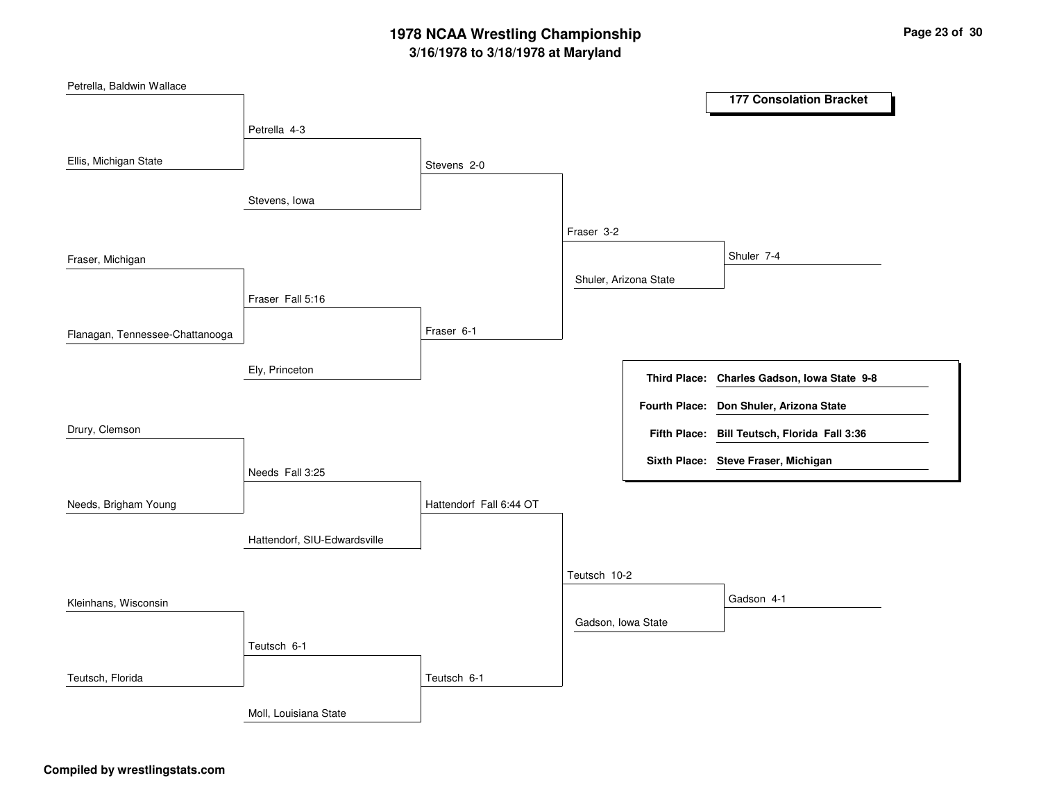# 1978 NCAA Wrestling Championship

### 3/16/1978 to 3/18/1978 at Maryland

## 177 Consolation Bracket

**Round 1**

- Petrella, Baldwin Wallace vs. Ellis, Michigan State — Petrella 4-3
- Fraser, Michigan vs. Flanagan, Tennessee-Chattanooga — Fraser Fall 5:16
- Drury, Clemson vs. Needs, Brigham Young — Needs Fall 3:25
- Kleinhans, Wisconsin vs. Teutsch, Florida — Teutsch 6-1

**Round 2**

- Petrella vs. Stevens, Iowa — Stevens 2-0
- Fraser vs. Ely, Princeton — Fraser 6-1
- Needs vs. Hattendorf, SIU-Edwardsville — Hattendorf Fall 6:44 OT
- Teutsch vs. Moll, Louisiana State — Teutsch 6-1

**Round 3**

- Stevens vs. Fraser — Fraser 3-2
- Hattendorf vs. Teutsch — Teutsch 10-2

**Round 4**

- Fraser vs. Shuler, Arizona State — Shuler 7-4
- Teutsch vs. Gadson, Iowa State — Gadson 4-1

| | |
|---|---|
| **Third Place:** | **Charles Gadson, Iowa State 9-8** |
| **Fourth Place:** | **Don Shuler, Arizona State** |
| **Fifth Place:** | **Bill Teutsch, Florida Fall 3:36** |
| **Sixth Place:** | **Steve Fraser, Michigan** |

**Compiled by wrestlingstats.com**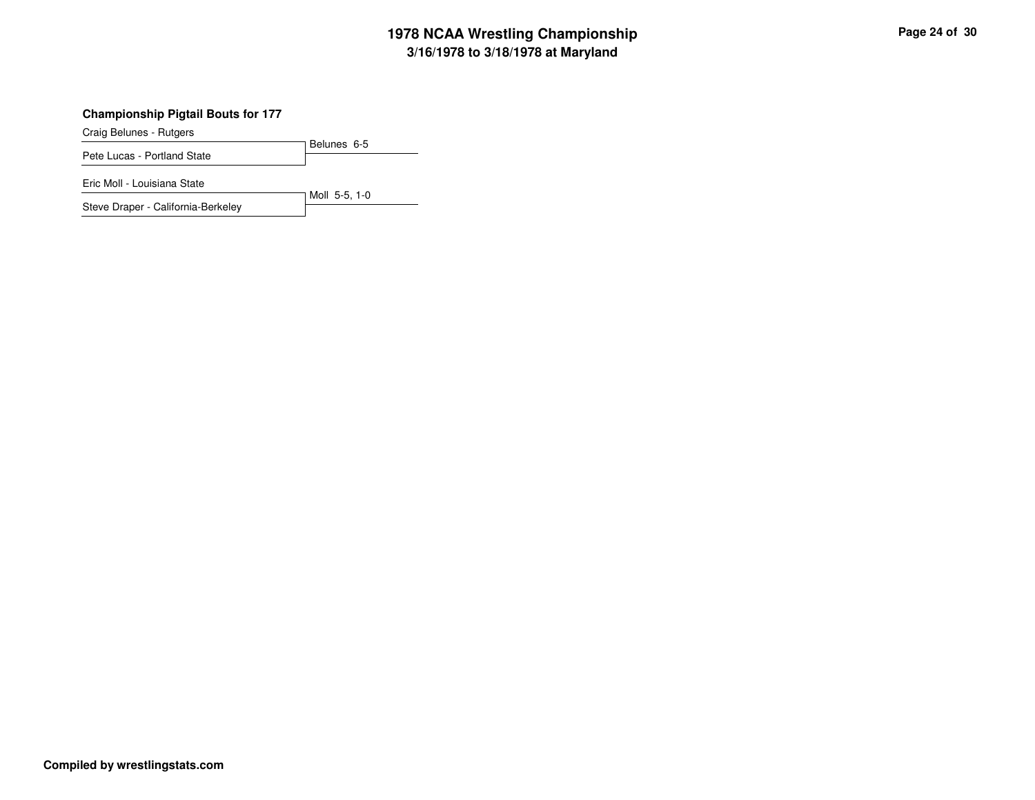### Championship Pigtail Bouts for 177

| Wrestler | Result |
| --- | --- |
| Craig Belunes - Rutgers | Belunes 6-5 |
| Pete Lucas - Portland State | |
| Eric Moll - Louisiana State | Moll 5-5, 1-0 |
| Steve Draper - California-Berkeley | |

**Compiled by wrestlingstats.com**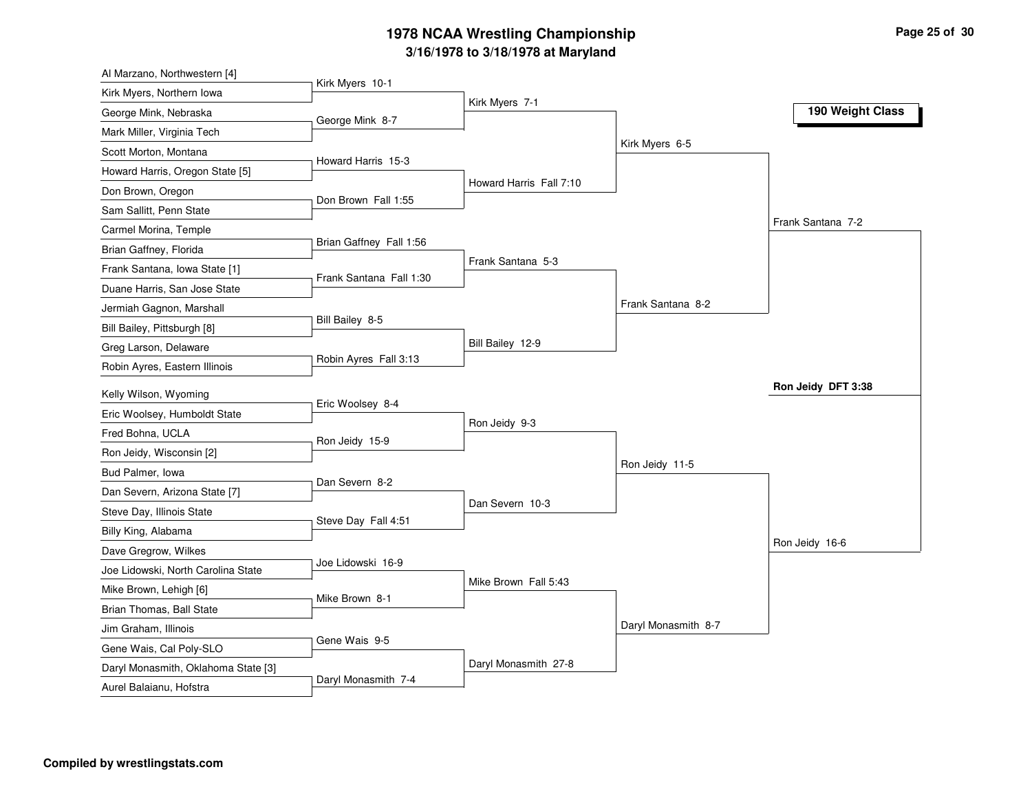# 1978 NCAA Wrestling Championship

## 3/16/1978 to 3/18/1978 at Maryland

### 190 Weight Class

**First Round**

- Al Marzano, Northwestern [4] vs. Kirk Myers, Northern Iowa — Kirk Myers 10-1
- George Mink, Nebraska vs. Mark Miller, Virginia Tech — George Mink 8-7
- Scott Morton, Montana vs. Howard Harris, Oregon State [5] — Howard Harris 15-3
- Don Brown, Oregon vs. Sam Sallitt, Penn State — Don Brown Fall 1:55
- Carmel Morina, Temple vs. Brian Gaffney, Florida — Brian Gaffney Fall 1:56
- Frank Santana, Iowa State [1] vs. Duane Harris, San Jose State — Frank Santana Fall 1:30
- Jermiah Gagnon, Marshall vs. Bill Bailey, Pittsburgh [8] — Bill Bailey 8-5
- Greg Larson, Delaware vs. Robin Ayres, Eastern Illinois — Robin Ayres Fall 3:13
- Kelly Wilson, Wyoming vs. Eric Woolsey, Humboldt State — Eric Woolsey 8-4
- Fred Bohna, UCLA vs. Ron Jeidy, Wisconsin [2] — Ron Jeidy 15-9
- Bud Palmer, Iowa vs. Dan Severn, Arizona State [7] — Dan Severn 8-2
- Steve Day, Illinois State vs. Billy King, Alabama — Steve Day Fall 4:51
- Dave Gregrow, Wilkes vs. Joe Lidowski, North Carolina State — Joe Lidowski 16-9
- Mike Brown, Lehigh [6] vs. Brian Thomas, Ball State — Mike Brown 8-1
- Jim Graham, Illinois vs. Gene Wais, Cal Poly-SLO — Gene Wais 9-5
- Daryl Monasmith, Oklahoma State [3] vs. Aurel Balaianu, Hofstra — Daryl Monasmith 7-4

**Second Round**

- Kirk Myers 7-1
- Howard Harris Fall 7:10
- Frank Santana 5-3
- Bill Bailey 12-9
- Ron Jeidy 9-3
- Dan Severn 10-3
- Mike Brown Fall 5:43
- Daryl Monasmith 27-8

**Quarterfinals**

- Kirk Myers 6-5
- Frank Santana 8-2
- Ron Jeidy 11-5
- Daryl Monasmith 8-7

**Semifinals**

- Frank Santana 7-2
- Ron Jeidy 16-6

**Final**

- **Ron Jeidy DFT 3:38**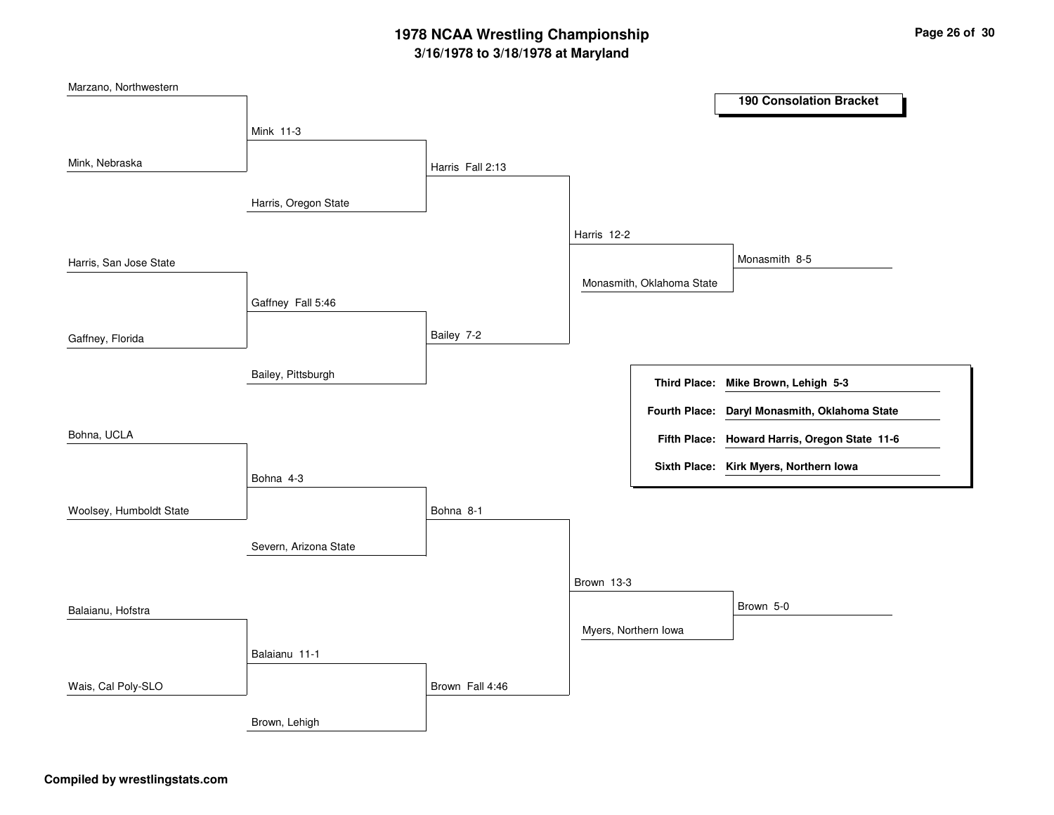# 1978 NCAA Wrestling Championship

## 3/16/1978 to 3/18/1978 at Maryland

### 190 Consolation Bracket

**Round 1**

- Marzano, Northwestern vs. Mink, Nebraska — Mink 11-3
- Harris, San Jose State vs. Gaffney, Florida — Gaffney Fall 5:46
- Bohna, UCLA vs. Woolsey, Humboldt State — Bohna 4-3
- Balaianu, Hofstra vs. Wais, Cal Poly-SLO — Balaianu 11-1

**Round 2**

- Mink vs. Harris, Oregon State — Harris Fall 2:13
- Gaffney vs. Bailey, Pittsburgh — Bailey 7-2
- Bohna vs. Severn, Arizona State — Bohna 8-1
- Balaianu vs. Brown, Lehigh — Brown Fall 4:46

**Round 3**

- Harris vs. Bailey — Harris 12-2
- Bohna vs. Brown — Brown 13-3

**Round 4**

- Harris vs. Monasmith, Oklahoma State — Monasmith 8-5
- Brown vs. Myers, Northern Iowa — Brown 5-0

**Placement**

- **Third Place:** **Mike Brown, Lehigh 5-3**
- **Fourth Place:** **Daryl Monasmith, Oklahoma State**
- **Fifth Place:** **Howard Harris, Oregon State 11-6**
- **Sixth Place:** **Kirk Myers, Northern Iowa**

**Compiled by wrestlingstats.com**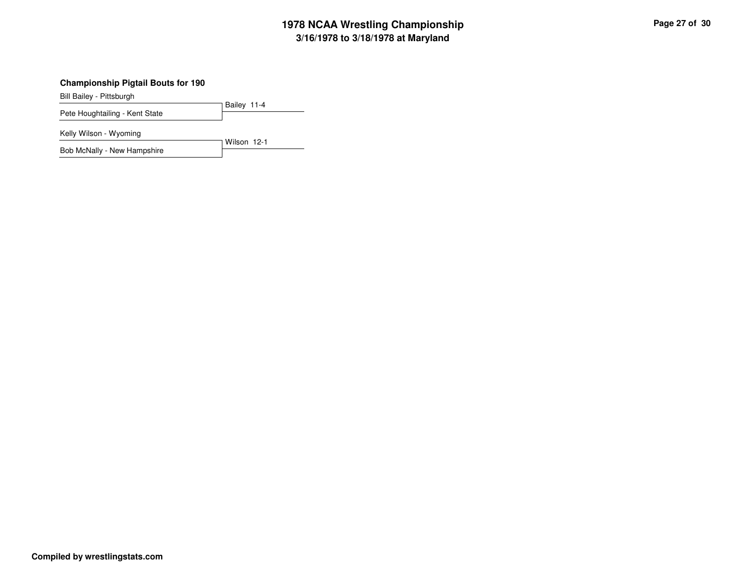### Championship Pigtail Bouts for 190

Bill Bailey - Pittsburgh

Pete Houghtailing - Kent State

Bailey 11-4

Kelly Wilson - Wyoming

Bob McNally - New Hampshire

Wilson 12-1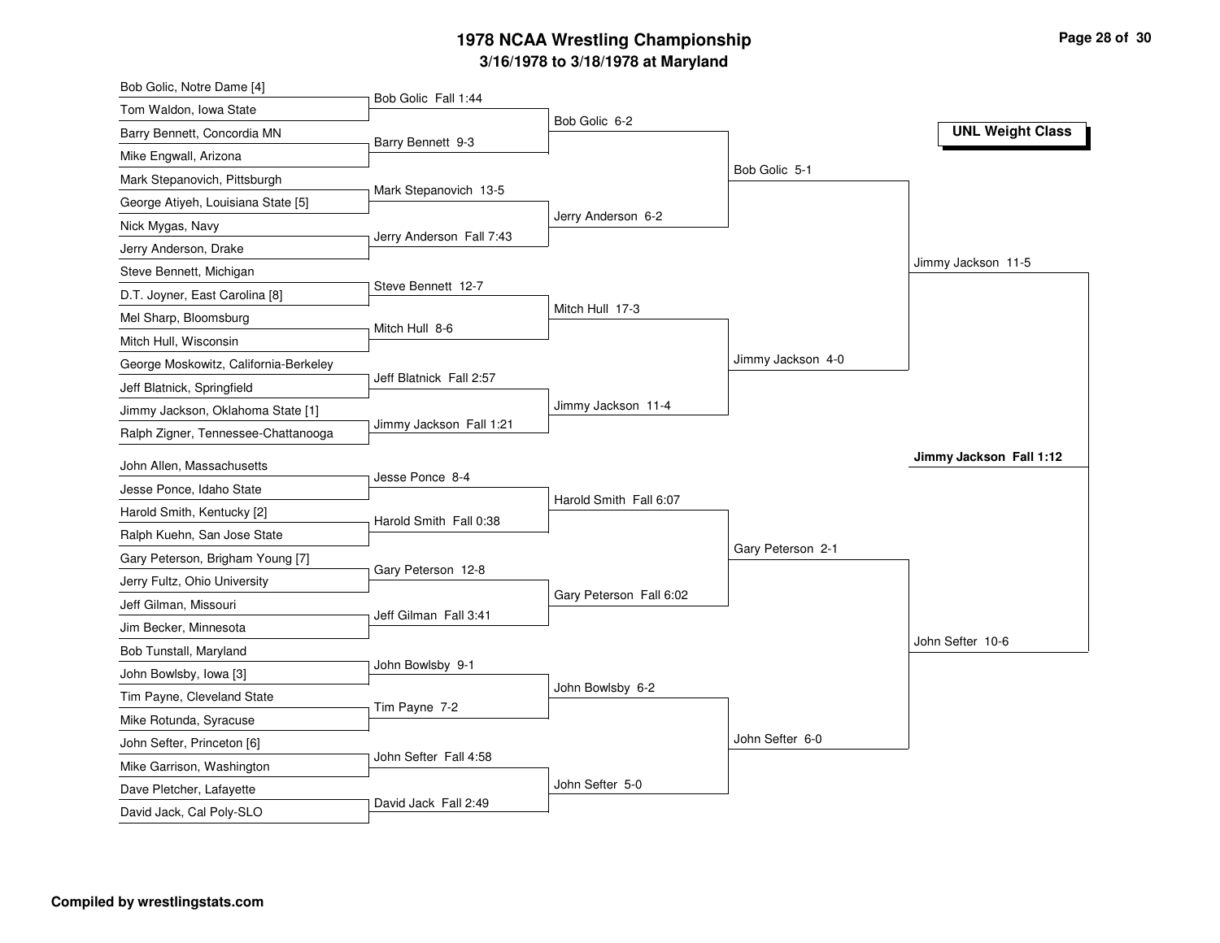# 1978 NCAA Wrestling Championship

## 3/16/1978 to 3/18/1978 at Maryland

**UNL Weight Class**

### First Round

| Wrestler 1 | Wrestler 2 | Result |
|---|---|---|
| Bob Golic, Notre Dame [4] | Tom Waldon, Iowa State | Bob Golic Fall 1:44 |
| Barry Bennett, Concordia MN | Mike Engwall, Arizona | Barry Bennett 9-3 |
| Mark Stepanovich, Pittsburgh | George Atiyeh, Louisiana State [5] | Mark Stepanovich 13-5 |
| Nick Mygas, Navy | Jerry Anderson, Drake | Jerry Anderson Fall 7:43 |
| Steve Bennett, Michigan | D.T. Joyner, East Carolina [8] | Steve Bennett 12-7 |
| Mel Sharp, Bloomsburg | Mitch Hull, Wisconsin | Mitch Hull 8-6 |
| George Moskowitz, California-Berkeley | Jeff Blatnick, Springfield | Jeff Blatnick Fall 2:57 |
| Jimmy Jackson, Oklahoma State [1] | Ralph Zigner, Tennessee-Chattanooga | Jimmy Jackson Fall 1:21 |
| John Allen, Massachusetts | Jesse Ponce, Idaho State | Jesse Ponce 8-4 |
| Harold Smith, Kentucky [2] | Ralph Kuehn, San Jose State | Harold Smith Fall 0:38 |
| Gary Peterson, Brigham Young [7] | Jerry Fultz, Ohio University | Gary Peterson 12-8 |
| Jeff Gilman, Missouri | Jim Becker, Minnesota | Jeff Gilman Fall 3:41 |
| Bob Tunstall, Maryland | John Bowlsby, Iowa [3] | John Bowlsby 9-1 |
| Tim Payne, Cleveland State | Mike Rotunda, Syracuse | Tim Payne 7-2 |
| John Sefter, Princeton [6] | Mike Garrison, Washington | John Sefter Fall 4:58 |
| Dave Pletcher, Lafayette | David Jack, Cal Poly-SLO | David Jack Fall 2:49 |

### Second Round

- Bob Golic 6-2
- Jerry Anderson 6-2
- Mitch Hull 17-3
- Jimmy Jackson 11-4
- Harold Smith Fall 6:07
- Gary Peterson Fall 6:02
- John Bowlsby 6-2
- John Sefter 5-0

### Quarterfinals

- Bob Golic 5-1
- Jimmy Jackson 4-0
- Gary Peterson 2-1
- John Sefter 6-0

### Semifinals

- Jimmy Jackson 11-5
- John Sefter 10-6

### Final

**Jimmy Jackson Fall 1:12**

**Compiled by wrestlingstats.com**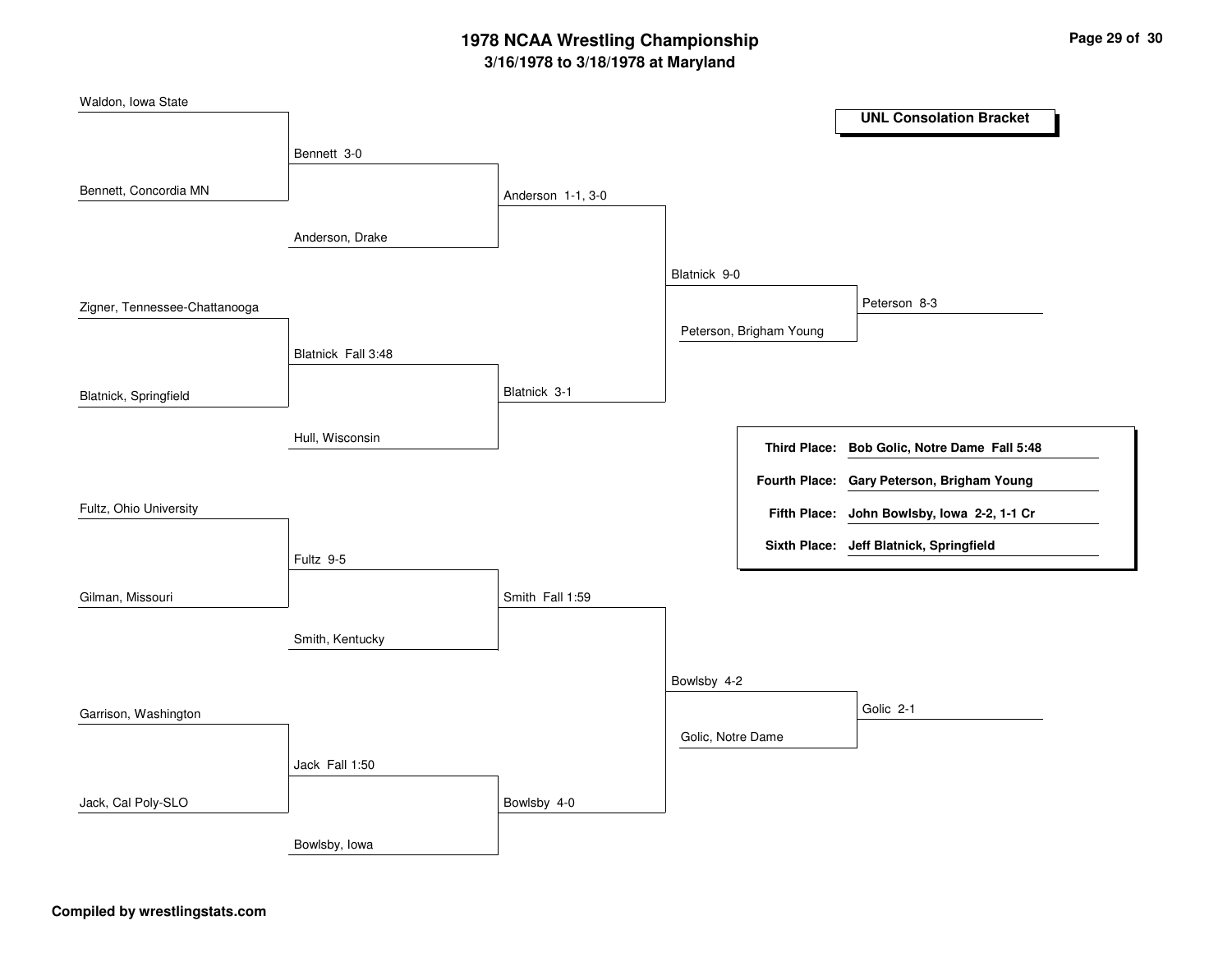# 1978 NCAA Wrestling Championship

## 3/16/1978 to 3/18/1978 at Maryland

### UNL Consolation Bracket

**First Round**

- Waldon, Iowa State vs. Bennett, Concordia MN — Bennett 3-0
- Zigner, Tennessee-Chattanooga vs. Blatnick, Springfield — Blatnick Fall 3:48
- Fultz, Ohio University vs. Gilman, Missouri — Fultz 9-5
- Garrison, Washington vs. Jack, Cal Poly-SLO — Jack Fall 1:50

**Second Round**

- Bennett vs. Anderson, Drake — Anderson 1-1, 3-0
- Blatnick vs. Hull, Wisconsin — Blatnick 3-1
- Fultz vs. Smith, Kentucky — Smith Fall 1:59
- Jack vs. Bowlsby, Iowa — Bowlsby 4-0

**Third Round**

- Anderson vs. Blatnick — Blatnick 9-0
- Smith vs. Bowlsby — Bowlsby 4-2

**Fourth Round**

- Blatnick vs. Peterson, Brigham Young — Peterson 8-3
- Bowlsby vs. Golic, Notre Dame — Golic 2-1

**Final Placements**

- **Third Place:** **Bob Golic, Notre Dame Fall 5:48**
- **Fourth Place:** **Gary Peterson, Brigham Young**
- **Fifth Place:** **John Bowlsby, Iowa 2-2, 1-1 Cr**
- **Sixth Place:** **Jeff Blatnick, Springfield**

**Compiled by wrestlingstats.com**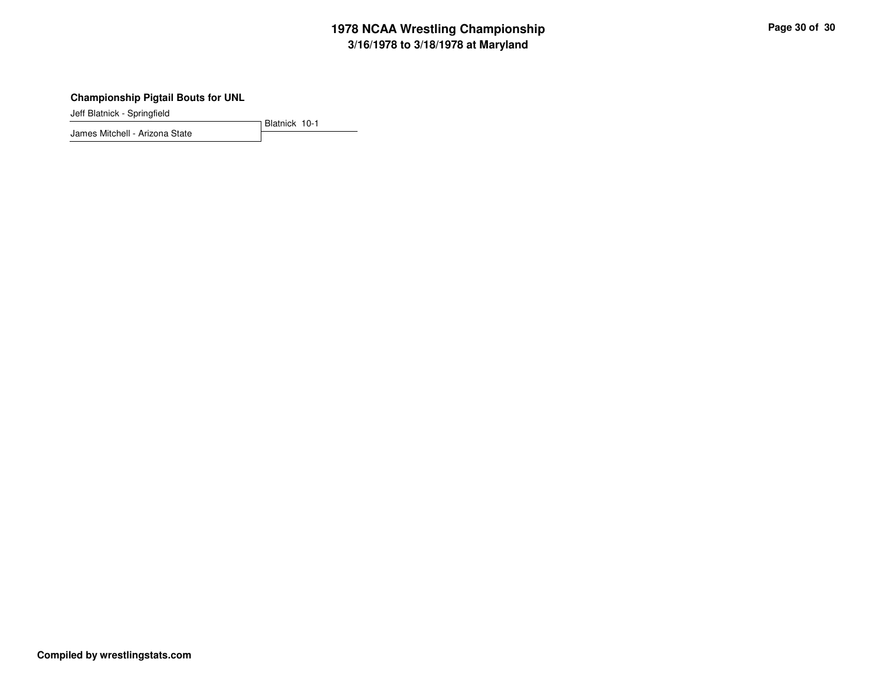### Championship Pigtail Bouts for UNL

Jeff Blatnick - Springfield

James Mitchell - Arizona State

Blatnick 10-1

**Compiled by wrestlingstats.com**